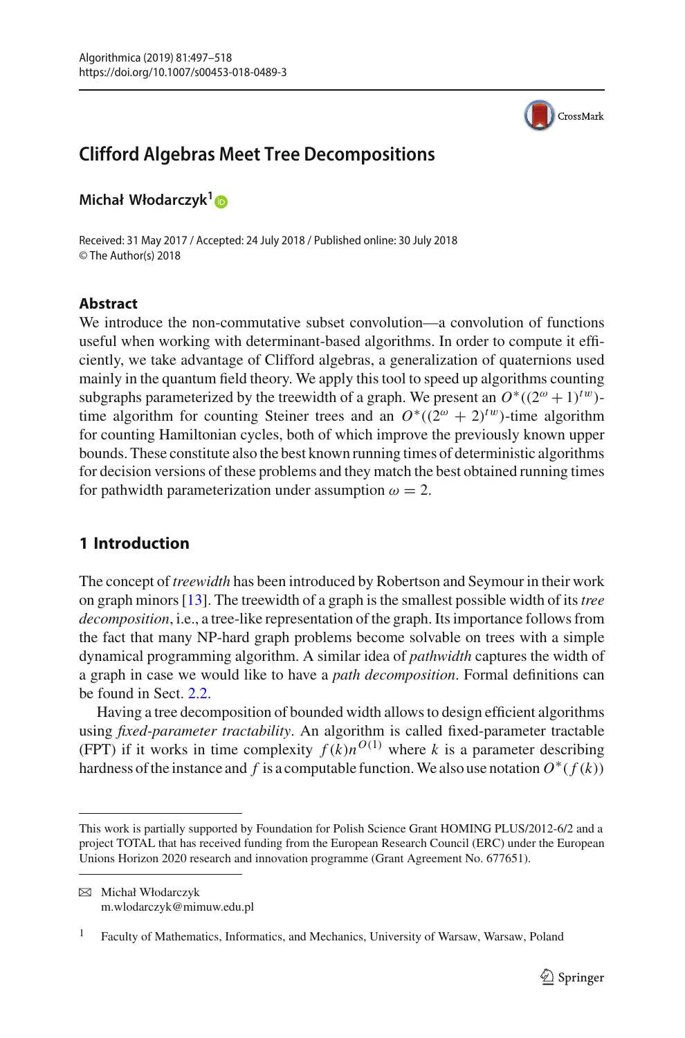# Clifford Algebras Meet Tree Decompositions

**Michał Włodarczyk**[1]

Received: 31 May 2017 / Accepted: 24 July 2018 / Published online: 30 July 2018
© The Author(s) 2018

## Abstract

We introduce the non-commutative subset convolution—a convolution of functions useful when working with determinant-based algorithms. In order to compute it efficiently, we take advantage of Clifford algebras, a generalization of quaternions used mainly in the quantum field theory. We apply this tool to speed up algorithms counting subgraphs parameterized by the treewidth of a graph. We present an $O^*((2^\omega + 1)^{tw})$-time algorithm for counting Steiner trees and an $O^*((2^\omega + 2)^{tw})$-time algorithm for counting Hamiltonian cycles, both of which improve the previously known upper bounds. These constitute also the best known running times of deterministic algorithms for decision versions of these problems and they match the best obtained running times for pathwidth parameterization under assumption $\omega = 2$.

## 1 Introduction

The concept of *treewidth* has been introduced by Robertson and Seymour in their work on graph minors [13]. The treewidth of a graph is the smallest possible width of its *tree decomposition*, i.e., a tree-like representation of the graph. Its importance follows from the fact that many NP-hard graph problems become solvable on trees with a simple dynamical programming algorithm. A similar idea of *pathwidth* captures the width of a graph in case we would like to have a *path decomposition*. Formal definitions can be found in Sect. 2.2.

Having a tree decomposition of bounded width allows to design efficient algorithms using *fixed-parameter tractability*. An algorithm is called fixed-parameter tractable (FPT) if it works in time complexity $f(k)n^{O(1)}$ where $k$ is a parameter describing hardness of the instance and $f$ is a computable function. We also use notation $O^*(f(k))$

---

This work is partially supported by Foundation for Polish Science Grant HOMING PLUS/2012-6/2 and a project TOTAL that has received funding from the European Research Council (ERC) under the European Unions Horizon 2020 research and innovation programme (Grant Agreement No. 677651).

✉ Michał Włodarczyk
m.wlodarczyk@mimuw.edu.pl

[1] Faculty of Mathematics, Informatics, and Mechanics, University of Warsaw, Warsaw, Poland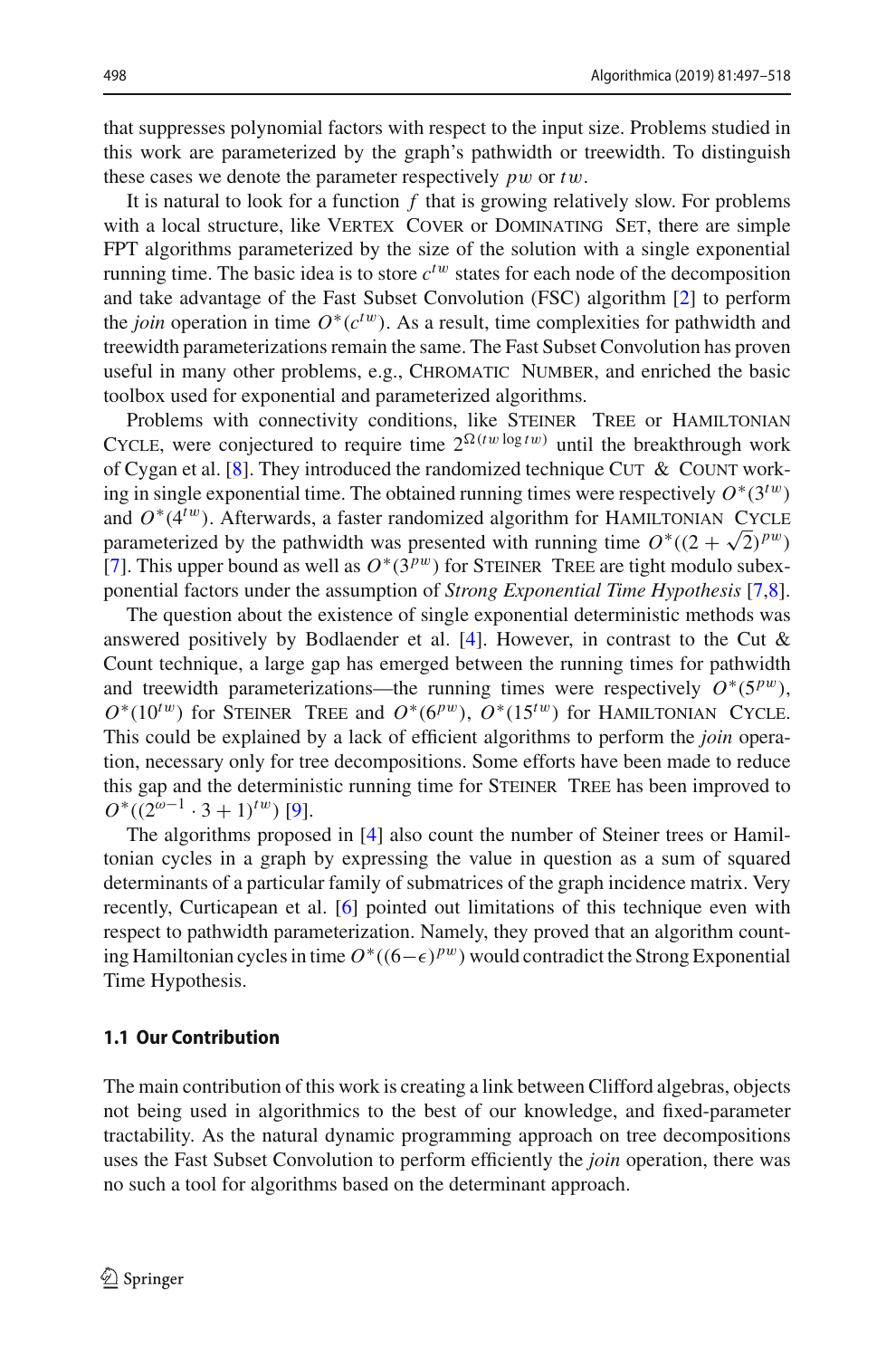that suppresses polynomial factors with respect to the input size. Problems studied in this work are parameterized by the graph's pathwidth or treewidth. To distinguish these cases we denote the parameter respectively $pw$ or $tw$.

It is natural to look for a function $f$ that is growing relatively slow. For problems with a local structure, like Vertex Cover or Dominating Set, there are simple FPT algorithms parameterized by the size of the solution with a single exponential running time. The basic idea is to store $c^{tw}$ states for each node of the decomposition and take advantage of the Fast Subset Convolution (FSC) algorithm [2] to perform the *join* operation in time $O^*(c^{tw})$. As a result, time complexities for pathwidth and treewidth parameterizations remain the same. The Fast Subset Convolution has proven useful in many other problems, e.g., Chromatic Number, and enriched the basic toolbox used for exponential and parameterized algorithms.

Problems with connectivity conditions, like Steiner Tree or Hamiltonian Cycle, were conjectured to require time $2^{\Omega(tw \log tw)}$ until the breakthrough work of Cygan et al. [8]. They introduced the randomized technique Cut & Count working in single exponential time. The obtained running times were respectively $O^*(3^{tw})$ and $O^*(4^{tw})$. Afterwards, a faster randomized algorithm for Hamiltonian Cycle parameterized by the pathwidth was presented with running time $O^*((2+\sqrt{2})^{pw})$ [7]. This upper bound as well as $O^*(3^{pw})$ for Steiner Tree are tight modulo subexponential factors under the assumption of *Strong Exponential Time Hypothesis* [7,8].

The question about the existence of single exponential deterministic methods was answered positively by Bodlaender et al. [4]. However, in contrast to the Cut & Count technique, a large gap has emerged between the running times for pathwidth and treewidth parameterizations—the running times were respectively $O^*(5^{pw})$, $O^*(10^{tw})$ for Steiner Tree and $O^*(6^{pw})$, $O^*(15^{tw})$ for Hamiltonian Cycle. This could be explained by a lack of efficient algorithms to perform the *join* operation, necessary only for tree decompositions. Some efforts have been made to reduce this gap and the deterministic running time for Steiner Tree has been improved to $O^*((2^{\omega-1} \cdot 3+1)^{tw})$ [9].

The algorithms proposed in [4] also count the number of Steiner trees or Hamiltonian cycles in a graph by expressing the value in question as a sum of squared determinants of a particular family of submatrices of the graph incidence matrix. Very recently, Curticapean et al. [6] pointed out limitations of this technique even with respect to pathwidth parameterization. Namely, they proved that an algorithm counting Hamiltonian cycles in time $O^*((6-\epsilon)^{pw})$ would contradict the Strong Exponential Time Hypothesis.

### 1.1 Our Contribution

The main contribution of this work is creating a link between Clifford algebras, objects not being used in algorithmics to the best of our knowledge, and fixed-parameter tractability. As the natural dynamic programming approach on tree decompositions uses the Fast Subset Convolution to perform efficiently the *join* operation, there was no such a tool for algorithms based on the determinant approach.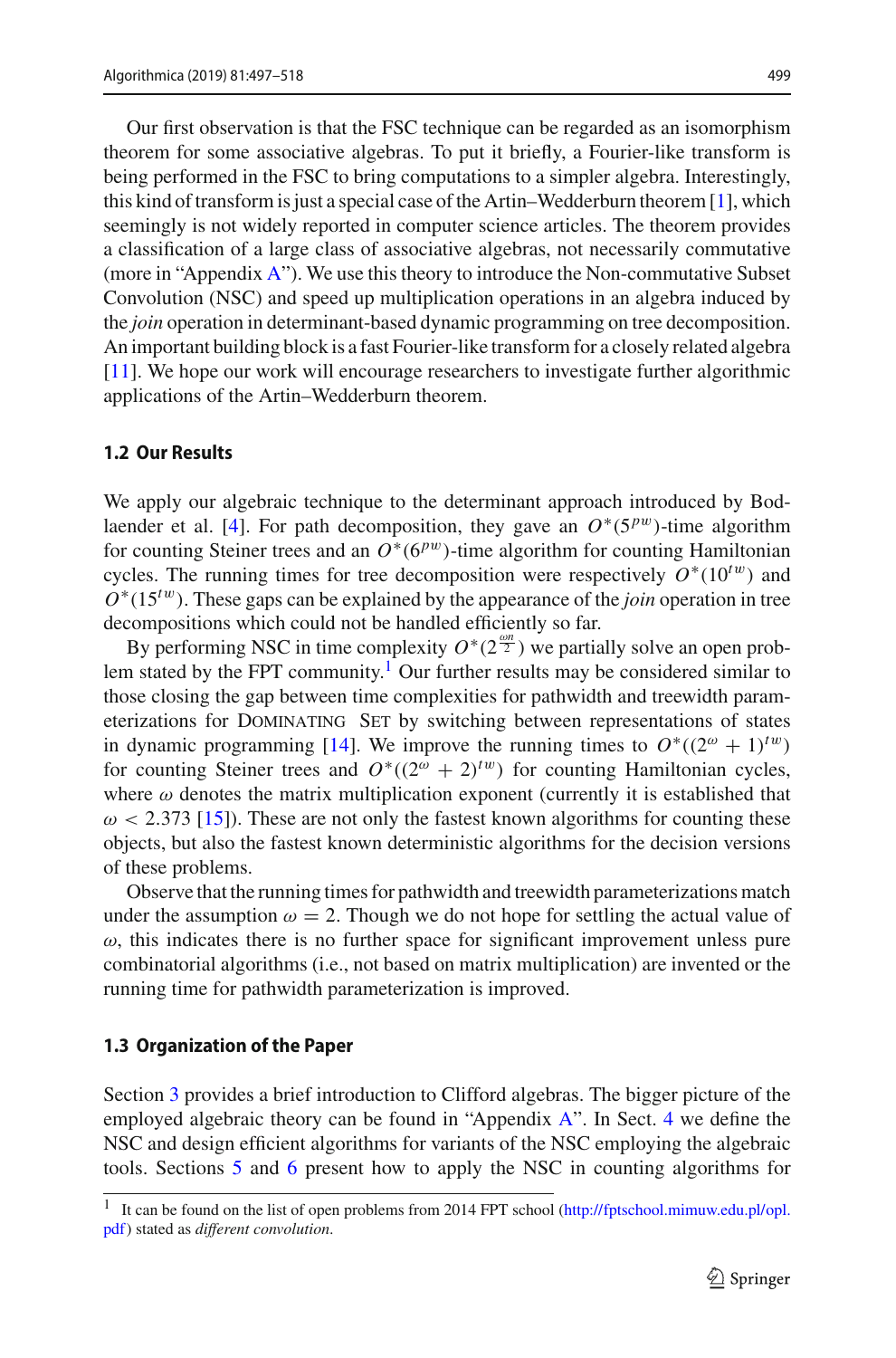Our first observation is that the FSC technique can be regarded as an isomorphism theorem for some associative algebras. To put it briefly, a Fourier-like transform is being performed in the FSC to bring computations to a simpler algebra. Interestingly, this kind of transform is just a special case of the Artin–Wedderburn theorem [1], which seemingly is not widely reported in computer science articles. The theorem provides a classification of a large class of associative algebras, not necessarily commutative (more in "Appendix A"). We use this theory to introduce the Non-commutative Subset Convolution (NSC) and speed up multiplication operations in an algebra induced by the *join* operation in determinant-based dynamic programming on tree decomposition. An important building block is a fast Fourier-like transform for a closely related algebra [11]. We hope our work will encourage researchers to investigate further algorithmic applications of the Artin–Wedderburn theorem.

### 1.2 Our Results

We apply our algebraic technique to the determinant approach introduced by Bodlaender et al. [4]. For path decomposition, they gave an $O^*(5^{pw})$-time algorithm for counting Steiner trees and an $O^*(6^{pw})$-time algorithm for counting Hamiltonian cycles. The running times for tree decomposition were respectively $O^*(10^{tw})$ and $O^*(15^{tw})$. These gaps can be explained by the appearance of the *join* operation in tree decompositions which could not be handled efficiently so far.

By performing NSC in time complexity $O^*(2^{\frac{\omega n}{2}})$ we partially solve an open problem stated by the FPT community.[1] Our further results may be considered similar to those closing the gap between time complexities for pathwidth and treewidth parameterizations for Dominating Set by switching between representations of states in dynamic programming [14]. We improve the running times to $O^*((2^{\omega}+1)^{tw})$ for counting Steiner trees and $O^*((2^{\omega}+2)^{tw})$ for counting Hamiltonian cycles, where $\omega$ denotes the matrix multiplication exponent (currently it is established that $\omega < 2.373$ [15]). These are not only the fastest known algorithms for counting these objects, but also the fastest known deterministic algorithms for the decision versions of these problems.

Observe that the running times for pathwidth and treewidth parameterizations match under the assumption $\omega = 2$. Though we do not hope for settling the actual value of $\omega$, this indicates there is no further space for significant improvement unless pure combinatorial algorithms (i.e., not based on matrix multiplication) are invented or the running time for pathwidth parameterization is improved.

### 1.3 Organization of the Paper

Section 3 provides a brief introduction to Clifford algebras. The bigger picture of the employed algebraic theory can be found in "Appendix A". In Sect. 4 we define the NSC and design efficient algorithms for variants of the NSC employing the algebraic tools. Sections 5 and 6 present how to apply the NSC in counting algorithms for

[1] It can be found on the list of open problems from 2014 FPT school (http://fptschool.mimuw.edu.pl/opl.pdf) stated as *different convolution*.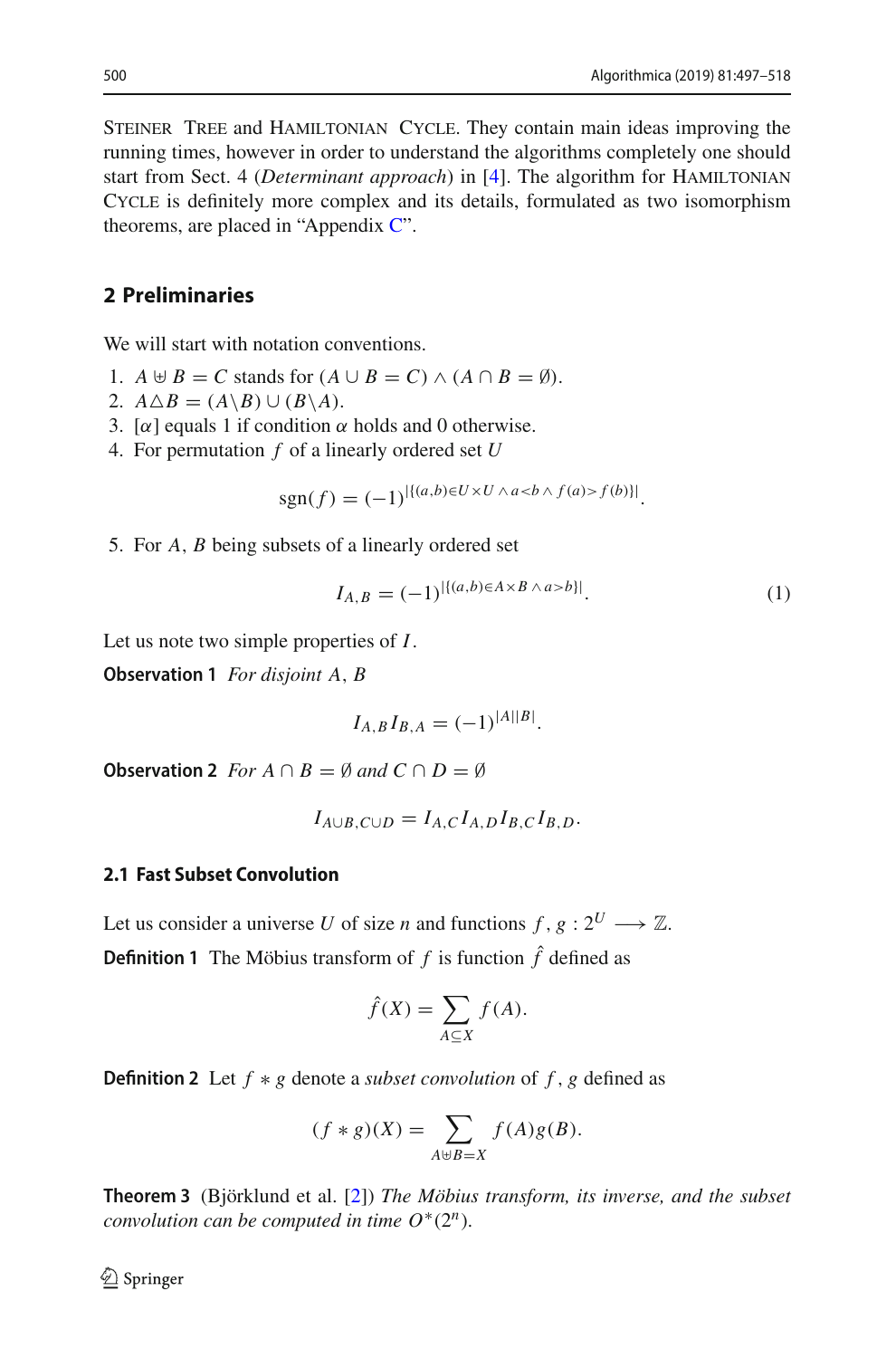STEINER TREE and HAMILTONIAN CYCLE. They contain main ideas improving the running times, however in order to understand the algorithms completely one should start from Sect. 4 (*Determinant approach*) in [4]. The algorithm for HAMILTONIAN CYCLE is definitely more complex and its details, formulated as two isomorphism theorems, are placed in "Appendix C".

## 2 Preliminaries

We will start with notation conventions.

1. $A \uplus B = C$ stands for $(A \cup B = C) \wedge (A \cap B = \emptyset)$.
2. $A \triangle B = (A \backslash B) \cup (B \backslash A)$.
3. $[\alpha]$ equals 1 if condition $\alpha$ holds and 0 otherwise.
4. For permutation $f$ of a linearly ordered set $U$

$$\operatorname{sgn}(f) = (-1)^{|\{(a,b) \in U \times U \,\wedge\, a<b \,\wedge\, f(a)>f(b)\}|}.$$

5. For $A$, $B$ being subsets of a linearly ordered set

$$I_{A,B} = (-1)^{|\{(a,b) \in A \times B \,\wedge\, a>b\}|}. \tag{1}$$

Let us note two simple properties of $I$.

**Observation 1** *For disjoint* $A$, $B$

$$I_{A,B} I_{B,A} = (-1)^{|A||B|}.$$

**Observation 2** *For* $A \cap B = \emptyset$ *and* $C \cap D = \emptyset$

$$I_{A \cup B, C \cup D} = I_{A,C} I_{A,D} I_{B,C} I_{B,D}.$$

### 2.1 Fast Subset Convolution

Let us consider a universe $U$ of size $n$ and functions $f, g : 2^U \longrightarrow \mathbb{Z}$.

**Definition 1** The Möbius transform of $f$ is function $\hat{f}$ defined as

$$\hat{f}(X) = \sum_{A \subseteq X} f(A).$$

**Definition 2** Let $f * g$ denote a *subset convolution* of $f, g$ defined as

$$(f * g)(X) = \sum_{A \uplus B = X} f(A) g(B).$$

**Theorem 3** (Björklund et al. [2]) *The Möbius transform, its inverse, and the subset convolution can be computed in time* $O^*(2^n)$.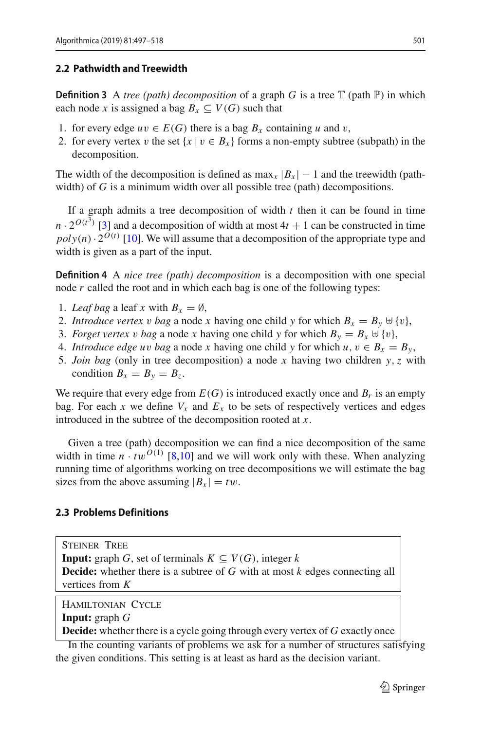### 2.2 Pathwidth and Treewidth

**Definition 3** A *tree (path) decomposition* of a graph $G$ is a tree $\mathbb{T}$ (path $\mathbb{P}$) in which each node $x$ is assigned a bag $B_x \subseteq V(G)$ such that

1. for every edge $uv \in E(G)$ there is a bag $B_x$ containing $u$ and $v$,
2. for every vertex $v$ the set $\{x \mid v \in B_x\}$ forms a non-empty subtree (subpath) in the decomposition.

The width of the decomposition is defined as $\max_x |B_x| - 1$ and the treewidth (pathwidth) of $G$ is a minimum width over all possible tree (path) decompositions.

If a graph admits a tree decomposition of width $t$ then it can be found in time $n \cdot 2^{O(t^3)}$ [3] and a decomposition of width at most $4t + 1$ can be constructed in time $poly(n) \cdot 2^{O(t)}$ [10]. We will assume that a decomposition of the appropriate type and width is given as a part of the input.

**Definition 4** A *nice tree (path) decomposition* is a decomposition with one special node $r$ called the root and in which each bag is one of the following types:

1. *Leaf bag* a leaf $x$ with $B_x = \emptyset$,
2. *Introduce vertex* $v$ *bag* a node $x$ having one child $y$ for which $B_x = B_y \uplus \{v\}$,
3. *Forget vertex* $v$ *bag* a node $x$ having one child $y$ for which $B_y = B_x \uplus \{v\}$,
4. *Introduce edge* $uv$ *bag* a node $x$ having one child $y$ for which $u, v \in B_x = B_y$,
5. *Join bag* (only in tree decomposition) a node $x$ having two children $y, z$ with condition $B_x = B_y = B_z$.

We require that every edge from $E(G)$ is introduced exactly once and $B_r$ is an empty bag. For each $x$ we define $V_x$ and $E_x$ to be sets of respectively vertices and edges introduced in the subtree of the decomposition rooted at $x$.

Given a tree (path) decomposition we can find a nice decomposition of the same width in time $n \cdot tw^{O(1)}$ [8,10] and we will work only with these. When analyzing running time of algorithms working on tree decompositions we will estimate the bag sizes from the above assuming $|B_x| = tw$.

### 2.3 Problems Definitions

> STEINER TREE
> **Input:** graph $G$, set of terminals $K \subseteq V(G)$, integer $k$
> **Decide:** whether there is a subtree of $G$ with at most $k$ edges connecting all vertices from $K$

> HAMILTONIAN CYCLE
> **Input:** graph $G$
> **Decide:** whether there is a cycle going through every vertex of $G$ exactly once

In the counting variants of problems we ask for a number of structures satisfying the given conditions. This setting is at least as hard as the decision variant.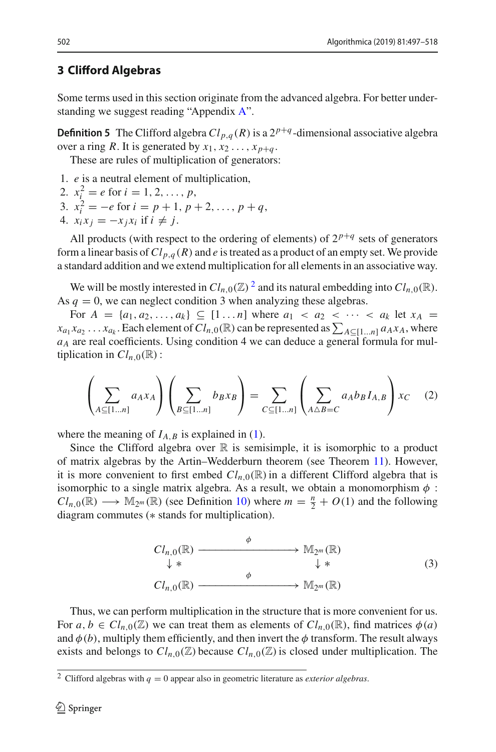## 3 Clifford Algebras

Some terms used in this section originate from the advanced algebra. For better understanding we suggest reading "Appendix A".

**Definition 5** The Clifford algebra $Cl_{p,q}(R)$ is a $2^{p+q}$-dimensional associative algebra over a ring $R$. It is generated by $x_1, x_2 \ldots, x_{p+q}$.

These are rules of multiplication of generators:

1. $e$ is a neutral element of multiplication,
2. $x_i^2 = e$ for $i = 1, 2, \ldots, p$,
3. $x_i^2 = -e$ for $i = p+1, p+2, \ldots, p+q$,
4. $x_i x_j = -x_j x_i$ if $i \neq j$.

All products (with respect to the ordering of elements) of $2^{p+q}$ sets of generators form a linear basis of $Cl_{p,q}(R)$ and $e$ is treated as a product of an empty set. We provide a standard addition and we extend multiplication for all elements in an associative way.

We will be mostly interested in $Cl_{n,0}(\mathbb{Z})$ [2] and its natural embedding into $Cl_{n,0}(\mathbb{R})$. As $q = 0$, we can neglect condition 3 when analyzing these algebras.

For $A = \{a_1, a_2, \ldots, a_k\} \subseteq [1 \ldots n]$ where $a_1 < a_2 < \cdots < a_k$ let $x_A = x_{a_1} x_{a_2} \ldots x_{a_k}$. Each element of $Cl_{n,0}(\mathbb{R})$ can be represented as $\sum_{A \subseteq [1 \ldots n]} a_A x_A$, where $a_A$ are real coefficients. Using condition 4 we can deduce a general formula for multiplication in $Cl_{n,0}(\mathbb{R})$ :

$$\left( \sum_{A \subseteq [1 \ldots n]} a_A x_A \right) \left( \sum_{B \subseteq [1 \ldots n]} b_B x_B \right) = \sum_{C \subseteq [1 \ldots n]} \left( \sum_{A \triangle B = C} a_A b_B I_{A,B} \right) x_C \quad (2)$$

where the meaning of $I_{A,B}$ is explained in (1).

Since the Clifford algebra over $\mathbb{R}$ is semisimple, it is isomorphic to a product of matrix algebras by the Artin–Wedderburn theorem (see Theorem 11). However, it is more convenient to first embed $Cl_{n,0}(\mathbb{R})$ in a different Clifford algebra that is isomorphic to a single matrix algebra. As a result, we obtain a monomorphism $\phi : Cl_{n,0}(\mathbb{R}) \longrightarrow \mathbb{M}_{2^m}(\mathbb{R})$ (see Definition 10) where $m = \frac{n}{2} + O(1)$ and the following diagram commutes ($*$ stands for multiplication).

$$\begin{array}{ccc} Cl_{n,0}(\mathbb{R}) & \xrightarrow{\quad\phi\quad} & \mathbb{M}_{2^m}(\mathbb{R}) \\ \downarrow * & & \downarrow * \\ Cl_{n,0}(\mathbb{R}) & \xrightarrow{\quad\phi\quad} & \mathbb{M}_{2^m}(\mathbb{R}) \end{array} \quad (3)$$

Thus, we can perform multiplication in the structure that is more convenient for us. For $a, b \in Cl_{n,0}(\mathbb{Z})$ we can treat them as elements of $Cl_{n,0}(\mathbb{R})$, find matrices $\phi(a)$ and $\phi(b)$, multiply them efficiently, and then invert the $\phi$ transform. The result always exists and belongs to $Cl_{n,0}(\mathbb{Z})$ because $Cl_{n,0}(\mathbb{Z})$ is closed under multiplication. The

[2] Clifford algebras with $q = 0$ appear also in geometric literature as *exterior algebras*.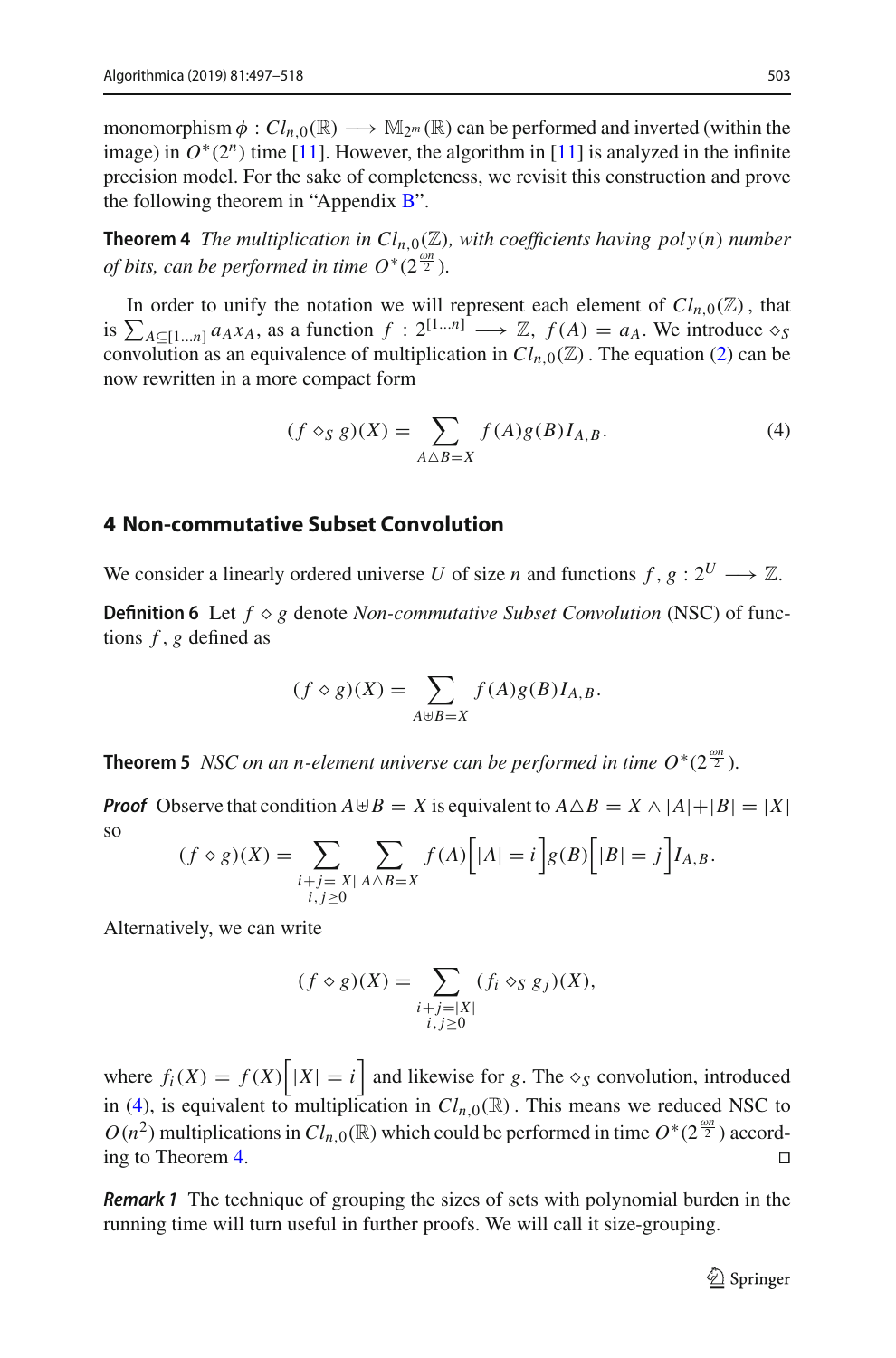monomorphism $\phi : Cl_{n,0}(\mathbb{R}) \longrightarrow \mathbb{M}_{2^m}(\mathbb{R})$ can be performed and inverted (within the image) in $O^*(2^n)$ time [11]. However, the algorithm in [11] is analyzed in the infinite precision model. For the sake of completeness, we revisit this construction and prove the following theorem in "Appendix B".

**Theorem 4** *The multiplication in $Cl_{n,0}(\mathbb{Z})$, with coefficients having $poly(n)$ number of bits, can be performed in time $O^*(2^{\frac{\omega n}{2}})$.*

In order to unify the notation we will represent each element of $Cl_{n,0}(\mathbb{Z})$, that is $\sum_{A \subseteq [1...n]} a_A x_A$, as a function $f : 2^{[1...n]} \longrightarrow \mathbb{Z}$, $f(A) = a_A$. We introduce $\diamond_S$ convolution as an equivalence of multiplication in $Cl_{n,0}(\mathbb{Z})$. The equation (2) can be now rewritten in a more compact form

$$(f \diamond_S g)(X) = \sum_{A \triangle B = X} f(A)g(B)I_{A,B}. \tag{4}$$

## 4 Non-commutative Subset Convolution

We consider a linearly ordered universe $U$ of size $n$ and functions $f, g : 2^U \longrightarrow \mathbb{Z}$.

**Definition 6** Let $f \diamond g$ denote *Non-commutative Subset Convolution* (NSC) of functions $f, g$ defined as

$$(f \diamond g)(X) = \sum_{A \uplus B = X} f(A)g(B)I_{A,B}.$$

**Theorem 5** *NSC on an $n$-element universe can be performed in time $O^*(2^{\frac{\omega n}{2}})$.*

***Proof*** Observe that condition $A \uplus B = X$ is equivalent to $A \triangle B = X \wedge |A|+|B| = |X|$ so

$$(f \diamond g)(X) = \sum_{\substack{i+j=|X| \\ i,j \geq 0}} \sum_{A \triangle B = X} f(A)\Big[|A| = i\Big]g(B)\Big[|B| = j\Big]I_{A,B}.$$

Alternatively, we can write

$$(f \diamond g)(X) = \sum_{\substack{i+j=|X| \\ i,j \geq 0}} (f_i \diamond_S g_j)(X),$$

where $f_i(X) = f(X)\Big[|X| = i\Big]$ and likewise for $g$. The $\diamond_S$ convolution, introduced in (4), is equivalent to multiplication in $Cl_{n,0}(\mathbb{R})$. This means we reduced NSC to $O(n^2)$ multiplications in $Cl_{n,0}(\mathbb{R})$ which could be performed in time $O^*(2^{\frac{\omega n}{2}})$ according to Theorem 4. □

***Remark 1*** The technique of grouping the sizes of sets with polynomial burden in the running time will turn useful in further proofs. We will call it size-grouping.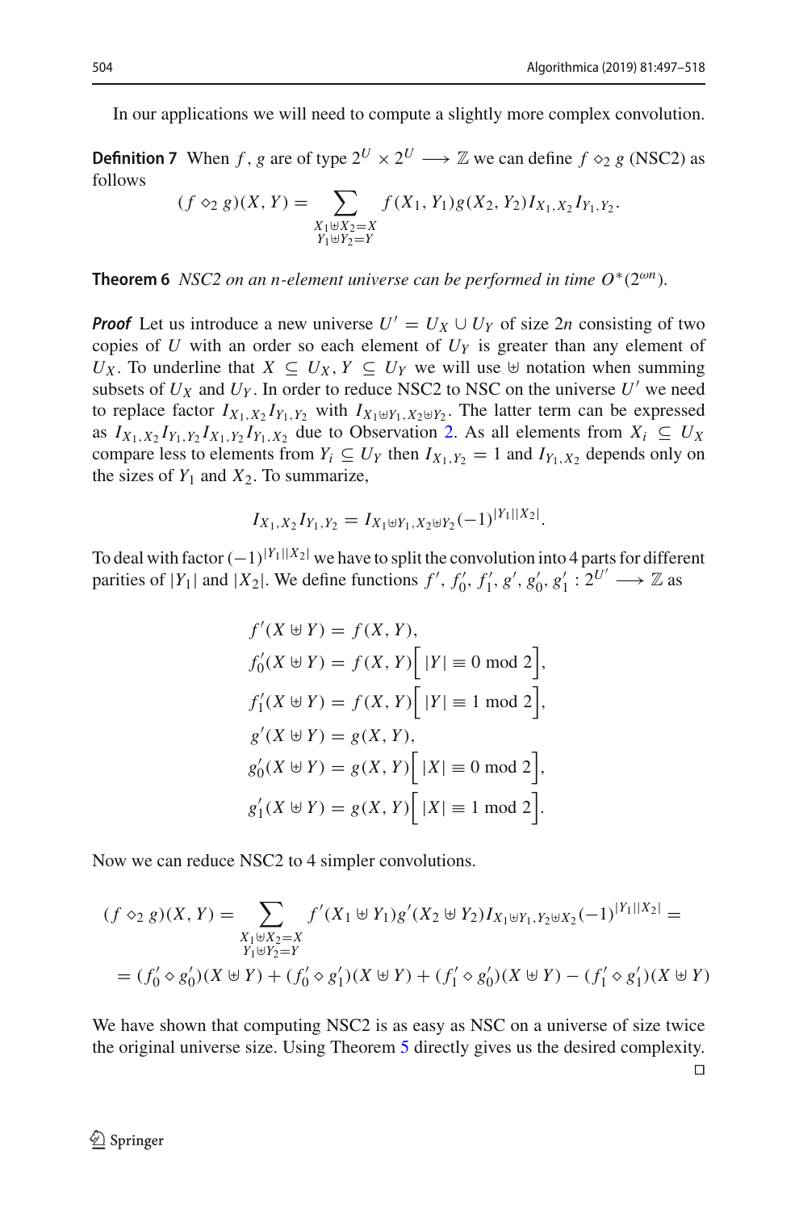In our applications we will need to compute a slightly more complex convolution.

**Definition 7** When $f, g$ are of type $2^U \times 2^U \longrightarrow \mathbb{Z}$ we can define $f \diamond_2 g$ (NSC2) as follows

$$(f \diamond_2 g)(X, Y) = \sum_{\substack{X_1 \uplus X_2 = X \\ Y_1 \uplus Y_2 = Y}} f(X_1, Y_1) g(X_2, Y_2) I_{X_1, X_2} I_{Y_1, Y_2}.$$

**Theorem 6** *NSC2 on an n-element universe can be performed in time $O^*(2^{\omega n})$.*

***Proof*** Let us introduce a new universe $U' = U_X \cup U_Y$ of size $2n$ consisting of two copies of $U$ with an order so each element of $U_Y$ is greater than any element of $U_X$. To underline that $X \subseteq U_X, Y \subseteq U_Y$ we will use $\uplus$ notation when summing subsets of $U_X$ and $U_Y$. In order to reduce NSC2 to NSC on the universe $U'$ we need to replace factor $I_{X_1,X_2} I_{Y_1,Y_2}$ with $I_{X_1 \uplus Y_1, X_2 \uplus Y_2}$. The latter term can be expressed as $I_{X_1,X_2} I_{Y_1,Y_2} I_{X_1,Y_2} I_{Y_1,X_2}$ due to Observation 2. As all elements from $X_i \subseteq U_X$ compare less to elements from $Y_i \subseteq U_Y$ then $I_{X_1,Y_2} = 1$ and $I_{Y_1,X_2}$ depends only on the sizes of $Y_1$ and $X_2$. To summarize,

$$I_{X_1,X_2} I_{Y_1,Y_2} = I_{X_1 \uplus Y_1, X_2 \uplus Y_2} (-1)^{|Y_1||X_2|}.$$

To deal with factor $(-1)^{|Y_1||X_2|}$ we have to split the convolution into 4 parts for different parities of $|Y_1|$ and $|X_2|$. We define functions $f', f'_0, f'_1, g', g'_0, g'_1 : 2^{U'} \longrightarrow \mathbb{Z}$ as

$$\begin{aligned}
f'(X \uplus Y) &= f(X, Y), \\
f'_0(X \uplus Y) &= f(X, Y)\Big[\, |Y| \equiv 0 \bmod 2\Big], \\
f'_1(X \uplus Y) &= f(X, Y)\Big[\, |Y| \equiv 1 \bmod 2\Big], \\
g'(X \uplus Y) &= g(X, Y), \\
g'_0(X \uplus Y) &= g(X, Y)\Big[\, |X| \equiv 0 \bmod 2\Big], \\
g'_1(X \uplus Y) &= g(X, Y)\Big[\, |X| \equiv 1 \bmod 2\Big].
\end{aligned}$$

Now we can reduce NSC2 to 4 simpler convolutions.

$$\begin{aligned}
(f \diamond_2 g)(X, Y) &= \sum_{\substack{X_1 \uplus X_2 = X \\ Y_1 \uplus Y_2 = Y}} f'(X_1 \uplus Y_1) g'(X_2 \uplus Y_2) I_{X_1 \uplus Y_1, Y_2 \uplus X_2} (-1)^{|Y_1||X_2|} = \\
&= (f'_0 \diamond g'_0)(X \uplus Y) + (f'_0 \diamond g'_1)(X \uplus Y) + (f'_1 \diamond g'_0)(X \uplus Y) - (f'_1 \diamond g'_1)(X \uplus Y)
\end{aligned}$$

We have shown that computing NSC2 is as easy as NSC on a universe of size twice the original universe size. Using Theorem 5 directly gives us the desired complexity. □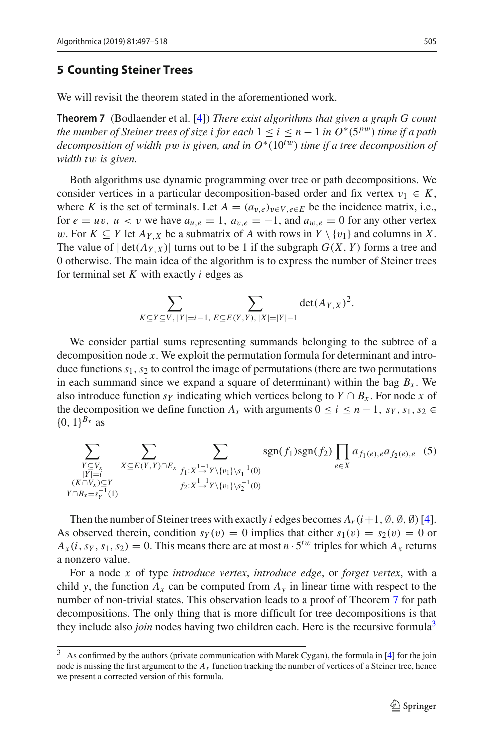## 5 Counting Steiner Trees

We will revisit the theorem stated in the aforementioned work.

**Theorem 7** (Bodlaender et al. [4]) *There exist algorithms that given a graph $G$ count the number of Steiner trees of size $i$ for each $1 \le i \le n-1$ in $O^*(5^{pw})$ time if a path decomposition of width $pw$ is given, and in $O^*(10^{tw})$ time if a tree decomposition of width $tw$ is given.*

Both algorithms use dynamic programming over tree or path decompositions. We consider vertices in a particular decomposition-based order and fix vertex $v_1 \in K$, where $K$ is the set of terminals. Let $A = (a_{v,e})_{v \in V, e \in E}$ be the incidence matrix, i.e., for $e = uv$, $u < v$ we have $a_{u,e} = 1$, $a_{v,e} = -1$, and $a_{w,e} = 0$ for any other vertex $w$. For $K \subseteq Y$ let $A_{Y,X}$ be a submatrix of $A$ with rows in $Y \setminus \{v_1\}$ and columns in $X$. The value of $|\det(A_{Y,X})|$ turns out to be 1 if the subgraph $G(X, Y)$ forms a tree and 0 otherwise. The main idea of the algorithm is to express the number of Steiner trees for terminal set $K$ with exactly $i$ edges as

$$\sum_{K \subseteq Y \subseteq V,\, |Y| = i-1,} \; \sum_{E \subseteq E(Y,Y),\, |X| = |Y|-1} \det(A_{Y,X})^2.$$

We consider partial sums representing summands belonging to the subtree of a decomposition node $x$. We exploit the permutation formula for determinant and introduce functions $s_1, s_2$ to control the image of permutations (there are two permutations in each summand since we expand a square of determinant) within the bag $B_x$. We also introduce function $s_Y$ indicating which vertices belong to $Y \cap B_x$. For node $x$ of the decomposition we define function $A_x$ with arguments $0 \le i \le n-1$, $s_Y, s_1, s_2 \in \{0,1\}^{B_x}$ as

$$\sum_{\substack{Y \subseteq V_x \\ |Y| = i \\ (K \cap V_x) \subseteq Y \\ Y \cap B_x = s_Y^{-1}(1)}} \; \sum_{X \subseteq E(Y,Y) \cap E_x} \; \sum_{\substack{f_1 : X \overset{1-1}{\to} Y \setminus \{v_1\} \setminus s_1^{-1}(0) \\ f_2 : X \overset{1-1}{\to} Y \setminus \{v_1\} \setminus s_2^{-1}(0)}} \operatorname{sgn}(f_1)\operatorname{sgn}(f_2) \prod_{e \in X} a_{f_1(e),e} a_{f_2(e),e} \quad (5)$$

Then the number of Steiner trees with exactly $i$ edges becomes $A_r(i+1, \emptyset, \emptyset, \emptyset)$ [4]. As observed therein, condition $s_Y(v) = 0$ implies that either $s_1(v) = s_2(v) = 0$ or $A_x(i, s_Y, s_1, s_2) = 0$. This means there are at most $n \cdot 5^{tw}$ triples for which $A_x$ returns a nonzero value.

For a node $x$ of type *introduce vertex*, *introduce edge*, or *forget vertex*, with a child $y$, the function $A_x$ can be computed from $A_y$ in linear time with respect to the number of non-trivial states. This observation leads to a proof of Theorem 7 for path decompositions. The only thing that is more difficult for tree decompositions is that they include also *join* nodes having two children each. Here is the recursive formula[3]

[3] As confirmed by the authors (private communication with Marek Cygan), the formula in [4] for the join node is missing the first argument to the $A_x$ function tracking the number of vertices of a Steiner tree, hence we present a corrected version of this formula.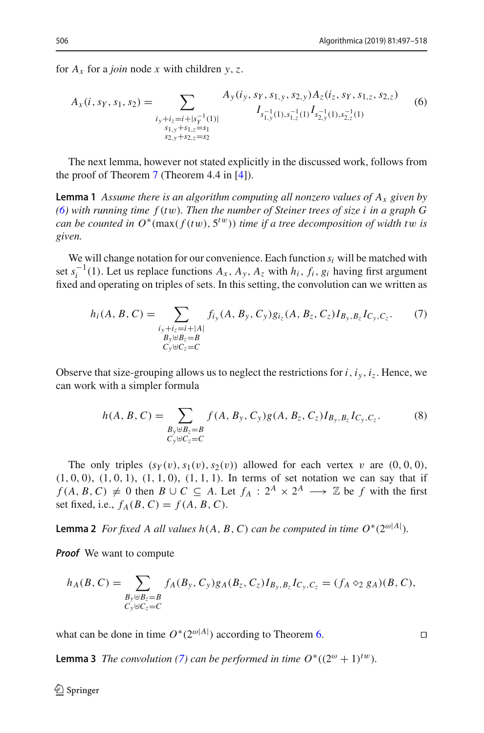for $A_x$ for a *join* node $x$ with children $y, z$.

$$A_x(i, s_Y, s_1, s_2) = \sum_{\substack{i_y+i_z=i+|s_Y^{-1}(1)| \\ s_{1,y}+s_{1,z}=s_1 \\ s_{2,y}+s_{2,z}=s_2}} \begin{array}{c} A_y(i_y, s_Y, s_{1,y}, s_{2,y}) A_z(i_z, s_Y, s_{1,z}, s_{2,z}) \\ I_{s_{1,y}^{-1}(1), s_{1,z}^{-1}(1)} I_{s_{2,y}^{-1}(1), s_{2,z}^{-1}(1)} \end{array} \tag{6}$$

The next lemma, however not stated explicitly in the discussed work, follows from the proof of Theorem 7 (Theorem 4.4 in [4]).

**Lemma 1** *Assume there is an algorithm computing all nonzero values of $A_x$ given by (6) with running time $f(tw)$. Then the number of Steiner trees of size $i$ in a graph $G$ can be counted in $O^*(\max(f(tw), 5^{tw}))$ time if a tree decomposition of width $tw$ is given.*

We will change notation for our convenience. Each function $s_i$ will be matched with set $s_i^{-1}(1)$. Let us replace functions $A_x, A_y, A_z$ with $h_i, f_i, g_i$ having first argument fixed and operating on triples of sets. In this setting, the convolution can we written as

$$h_i(A, B, C) = \sum_{\substack{i_y+i_z=i+|A| \\ B_y \uplus B_z = B \\ C_y \uplus C_z = C}} f_{i_y}(A, B_y, C_y) g_{i_z}(A, B_z, C_z) I_{B_y, B_z} I_{C_y, C_z}. \tag{7}$$

Observe that size-grouping allows us to neglect the restrictions for $i, i_y, i_z$. Hence, we can work with a simpler formula

$$h(A, B, C) = \sum_{\substack{B_y \uplus B_z = B \\ C_y \uplus C_z = C}} f(A, B_y, C_y) g(A, B_z, C_z) I_{B_y, B_z} I_{C_y, C_z}. \tag{8}$$

The only triples $(s_Y(v), s_1(v), s_2(v))$ allowed for each vertex $v$ are $(0, 0, 0)$, $(1, 0, 0)$, $(1, 0, 1)$, $(1, 1, 0)$, $(1, 1, 1)$. In terms of set notation we can say that if $f(A, B, C) \neq 0$ then $B \cup C \subseteq A$. Let $f_A : 2^A \times 2^A \longrightarrow \mathbb{Z}$ be $f$ with the first set fixed, i.e., $f_A(B, C) = f(A, B, C)$.

**Lemma 2** *For fixed $A$ all values $h(A, B, C)$ can be computed in time $O^*(2^{\omega|A|})$.*

***Proof*** We want to compute

$$h_A(B, C) = \sum_{\substack{B_y \uplus B_z = B \\ C_y \uplus C_z = C}} f_A(B_y, C_y) g_A(B_z, C_z) I_{B_y, B_z} I_{C_y, C_z} = (f_A \diamond_2 g_A)(B, C),$$

what can be done in time $O^*(2^{\omega|A|})$ according to Theorem 6. □

**Lemma 3** *The convolution (7) can be performed in time $O^*((2^\omega + 1)^{tw})$.*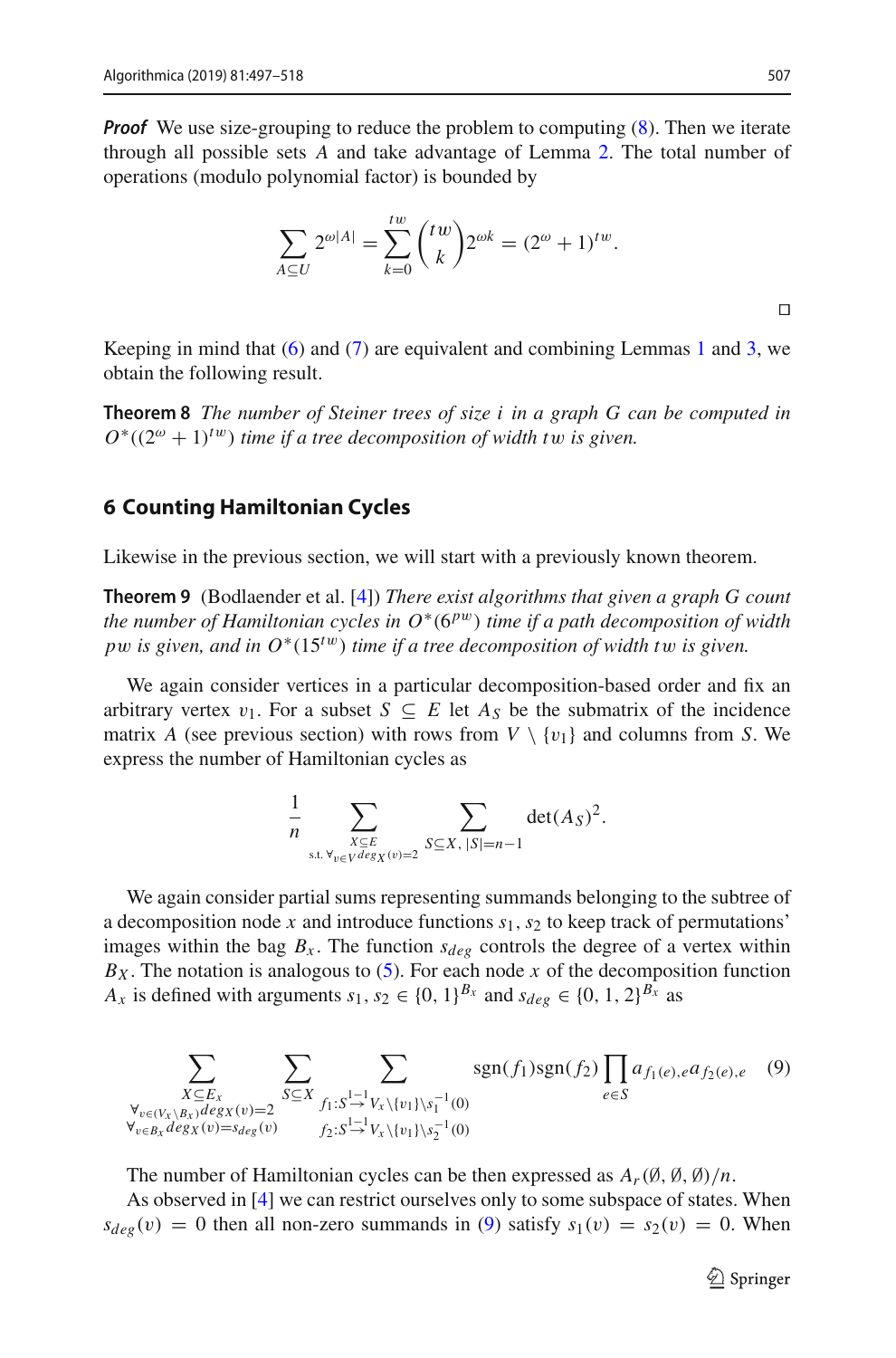***Proof*** We use size-grouping to reduce the problem to computing (8). Then we iterate through all possible sets $A$ and take advantage of Lemma 2. The total number of operations (modulo polynomial factor) is bounded by

$$\sum_{A \subseteq U} 2^{\omega|A|} = \sum_{k=0}^{tw} \binom{tw}{k} 2^{\omega k} = (2^\omega + 1)^{tw}.$$

□

Keeping in mind that (6) and (7) are equivalent and combining Lemmas 1 and 3, we obtain the following result.

**Theorem 8** *The number of Steiner trees of size $i$ in a graph $G$ can be computed in $O^*((2^\omega + 1)^{tw})$ time if a tree decomposition of width $tw$ is given.*

## 6 Counting Hamiltonian Cycles

Likewise in the previous section, we will start with a previously known theorem.

**Theorem 9** (Bodlaender et al. [4]) *There exist algorithms that given a graph $G$ count the number of Hamiltonian cycles in $O^*(6^{pw})$ time if a path decomposition of width $pw$ is given, and in $O^*(15^{tw})$ time if a tree decomposition of width $tw$ is given.*

We again consider vertices in a particular decomposition-based order and fix an arbitrary vertex $v_1$. For a subset $S \subseteq E$ let $A_S$ be the submatrix of the incidence matrix $A$ (see previous section) with rows from $V \setminus \{v_1\}$ and columns from $S$. We express the number of Hamiltonian cycles as

$$\frac{1}{n} \sum_{\substack{X \subseteq E \\ \text{s.t. } \forall_{v \in V} deg_X(v)=2}} \sum_{S \subseteq X,\, |S|=n-1} \det(A_S)^2.$$

We again consider partial sums representing summands belonging to the subtree of a decomposition node $x$ and introduce functions $s_1, s_2$ to keep track of permutations' images within the bag $B_x$. The function $s_{deg}$ controls the degree of a vertex within $B_X$. The notation is analogous to (5). For each node $x$ of the decomposition function $A_x$ is defined with arguments $s_1, s_2 \in \{0, 1\}^{B_x}$ and $s_{deg} \in \{0, 1, 2\}^{B_x}$ as

$$\sum_{\substack{X \subseteq E_x \\ \forall_{v \in (V_x \setminus B_x)} deg_X(v)=2 \\ \forall_{v \in B_x} deg_X(v)=s_{deg}(v)}} \sum_{S \subseteq X} \sum_{\substack{f_1 : S \xrightarrow{1-1} V_x \setminus \{v_1\} \setminus s_1^{-1}(0) \\ f_2 : S \xrightarrow{1-1} V_x \setminus \{v_1\} \setminus s_2^{-1}(0)}} \text{sgn}(f_1)\text{sgn}(f_2) \prod_{e \in S} a_{f_1(e),e} a_{f_2(e),e} \quad (9)$$

The number of Hamiltonian cycles can be then expressed as $A_r(\emptyset, \emptyset, \emptyset)/n$.

As observed in [4] we can restrict ourselves only to some subspace of states. When $s_{deg}(v) = 0$ then all non-zero summands in (9) satisfy $s_1(v) = s_2(v) = 0$. When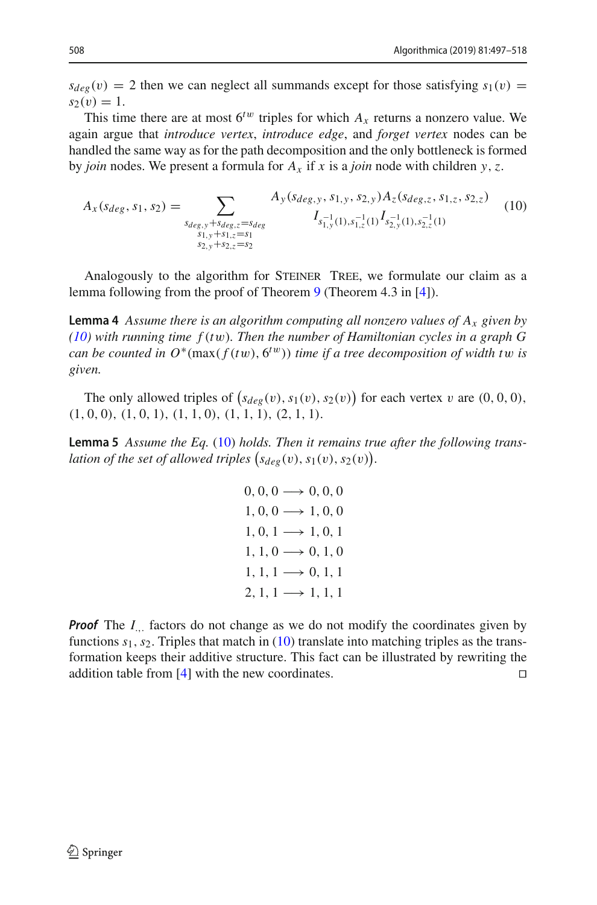$s_{deg}(v) = 2$ then we can neglect all summands except for those satisfying $s_1(v) = s_2(v) = 1$.

This time there are at most $6^{tw}$ triples for which $A_x$ returns a nonzero value. We again argue that *introduce vertex*, *introduce edge*, and *forget vertex* nodes can be handled the same way as for the path decomposition and the only bottleneck is formed by *join* nodes. We present a formula for $A_x$ if $x$ is a *join* node with children $y, z$.

$$A_x(s_{deg}, s_1, s_2) = \sum_{\substack{s_{deg,y}+s_{deg,z}=s_{deg} \\ s_{1,y}+s_{1,z}=s_1 \\ s_{2,y}+s_{2,z}=s_2}} \begin{array}{c} A_y(s_{deg,y}, s_{1,y}, s_{2,y}) A_z(s_{deg,z}, s_{1,z}, s_{2,z}) \\ I_{s_{1,y}^{-1}(1), s_{1,z}^{-1}(1)} I_{s_{2,y}^{-1}(1), s_{2,z}^{-1}(1)} \end{array} \tag{10}$$

Analogously to the algorithm for Steiner Tree, we formulate our claim as a lemma following from the proof of Theorem 9 (Theorem 4.3 in [4]).

**Lemma 4** *Assume there is an algorithm computing all nonzero values of $A_x$ given by (10) with running time $f(tw)$. Then the number of Hamiltonian cycles in a graph $G$ can be counted in $O^*(\max(f(tw), 6^{tw}))$ time if a tree decomposition of width $tw$ is given.*

The only allowed triples of $(s_{deg}(v), s_1(v), s_2(v))$ for each vertex $v$ are $(0, 0, 0)$, $(1, 0, 0)$, $(1, 0, 1)$, $(1, 1, 0)$, $(1, 1, 1)$, $(2, 1, 1)$.

**Lemma 5** *Assume the Eq. (10) holds. Then it remains true after the following translation of the set of allowed triples $(s_{deg}(v), s_1(v), s_2(v))$.*

$$\begin{aligned}
0, 0, 0 &\longrightarrow 0, 0, 0 \\
1, 0, 0 &\longrightarrow 1, 0, 0 \\
1, 0, 1 &\longrightarrow 1, 0, 1 \\
1, 1, 0 &\longrightarrow 0, 1, 0 \\
1, 1, 1 &\longrightarrow 0, 1, 1 \\
2, 1, 1 &\longrightarrow 1, 1, 1
\end{aligned}$$

***Proof*** The $I_{\cdot,\cdot}$ factors do not change as we do not modify the coordinates given by functions $s_1, s_2$. Triples that match in (10) translate into matching triples as the transformation keeps their additive structure. This fact can be illustrated by rewriting the addition table from [4] with the new coordinates. □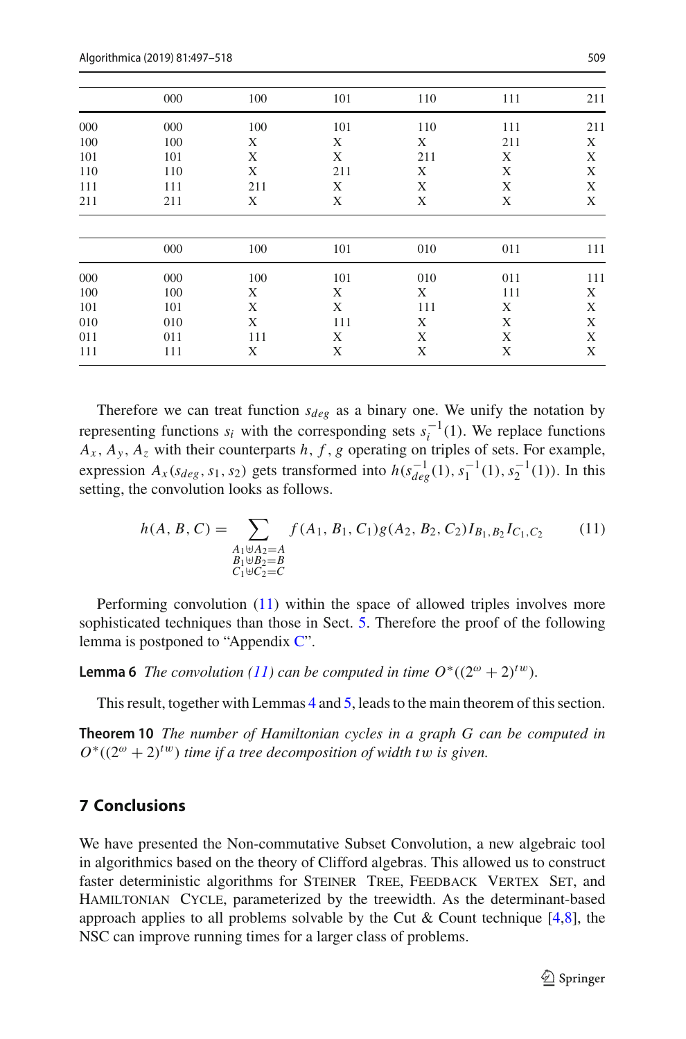|  | 000 | 100 | 101 | 110 | 111 | 211 |
|---|---|---|---|---|---|---|
| 000 | 000 | 100 | 101 | 110 | 111 | 211 |
| 100 | 100 | X | X | X | 211 | X |
| 101 | 101 | X | X | 211 | X | X |
| 110 | 110 | X | 211 | X | X | X |
| 111 | 111 | 211 | X | X | X | X |
| 211 | 211 | X | X | X | X | X |

|  | 000 | 100 | 101 | 010 | 011 | 111 |
|---|---|---|---|---|---|---|
| 000 | 000 | 100 | 101 | 010 | 011 | 111 |
| 100 | 100 | X | X | X | 111 | X |
| 101 | 101 | X | X | 111 | X | X |
| 010 | 010 | X | 111 | X | X | X |
| 011 | 011 | 111 | X | X | X | X |
| 111 | 111 | X | X | X | X | X |

Therefore we can treat function $s_{deg}$ as a binary one. We unify the notation by representing functions $s_i$ with the corresponding sets $s_i^{-1}(1)$. We replace functions $A_x, A_y, A_z$ with their counterparts $h, f, g$ operating on triples of sets. For example, expression $A_x(s_{deg}, s_1, s_2)$ gets transformed into $h(s_{deg}^{-1}(1), s_1^{-1}(1), s_2^{-1}(1))$. In this setting, the convolution looks as follows.

$$h(A, B, C) = \sum_{\substack{A_1 \uplus A_2 = A \\ B_1 \uplus B_2 = B \\ C_1 \uplus C_2 = C}} f(A_1, B_1, C_1) g(A_2, B_2, C_2) I_{B_1, B_2} I_{C_1, C_2} \tag{11}$$

Performing convolution (11) within the space of allowed triples involves more sophisticated techniques than those in Sect. 5. Therefore the proof of the following lemma is postponed to "Appendix C".

**Lemma 6** *The convolution (11) can be computed in time $O^*((2^\omega + 2)^{tw})$.*

This result, together with Lemmas 4 and 5, leads to the main theorem of this section.

**Theorem 10** *The number of Hamiltonian cycles in a graph $G$ can be computed in $O^*((2^\omega + 2)^{tw})$ time if a tree decomposition of width $tw$ is given.*

## 7 Conclusions

We have presented the Non-commutative Subset Convolution, a new algebraic tool in algorithmics based on the theory of Clifford algebras. This allowed us to construct faster deterministic algorithms for Steiner Tree, Feedback Vertex Set, and Hamiltonian Cycle, parameterized by the treewidth. As the determinant-based approach applies to all problems solvable by the Cut & Count technique [4,8], the NSC can improve running times for a larger class of problems.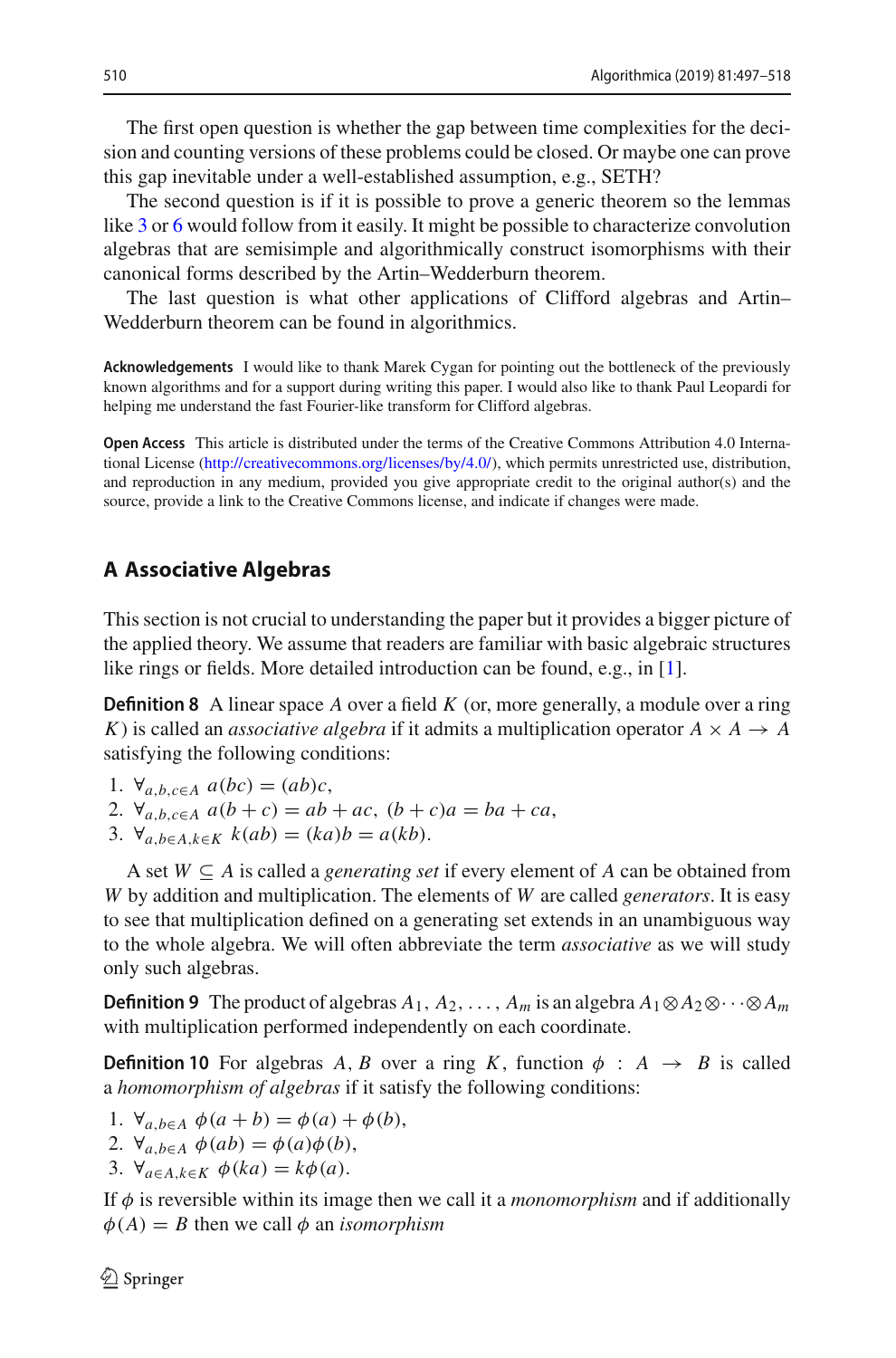The first open question is whether the gap between time complexities for the decision and counting versions of these problems could be closed. Or maybe one can prove this gap inevitable under a well-established assumption, e.g., SETH?

The second question is if it is possible to prove a generic theorem so the lemmas like 3 or 6 would follow from it easily. It might be possible to characterize convolution algebras that are semisimple and algorithmically construct isomorphisms with their canonical forms described by the Artin–Wedderburn theorem.

The last question is what other applications of Clifford algebras and Artin–Wedderburn theorem can be found in algorithmics.

**Acknowledgements** I would like to thank Marek Cygan for pointing out the bottleneck of the previously known algorithms and for a support during writing this paper. I would also like to thank Paul Leopardi for helping me understand the fast Fourier-like transform for Clifford algebras.

**Open Access** This article is distributed under the terms of the Creative Commons Attribution 4.0 International License (http://creativecommons.org/licenses/by/4.0/), which permits unrestricted use, distribution, and reproduction in any medium, provided you give appropriate credit to the original author(s) and the source, provide a link to the Creative Commons license, and indicate if changes were made.

## A Associative Algebras

This section is not crucial to understanding the paper but it provides a bigger picture of the applied theory. We assume that readers are familiar with basic algebraic structures like rings or fields. More detailed introduction can be found, e.g., in [1].

**Definition 8** A linear space $A$ over a field $K$ (or, more generally, a module over a ring $K$) is called an *associative algebra* if it admits a multiplication operator $A \times A \to A$ satisfying the following conditions:

1. $\forall_{a,b,c \in A}\ a(bc) = (ab)c$,
2. $\forall_{a,b,c \in A}\ a(b + c) = ab + ac,\ (b + c)a = ba + ca$,
3. $\forall_{a,b \in A, k \in K}\ k(ab) = (ka)b = a(kb)$.

A set $W \subseteq A$ is called a *generating set* if every element of $A$ can be obtained from $W$ by addition and multiplication. The elements of $W$ are called *generators*. It is easy to see that multiplication defined on a generating set extends in an unambiguous way to the whole algebra. We will often abbreviate the term *associative* as we will study only such algebras.

**Definition 9** The product of algebras $A_1, A_2, \ldots, A_m$ is an algebra $A_1 \otimes A_2 \otimes \cdots \otimes A_m$ with multiplication performed independently on each coordinate.

**Definition 10** For algebras $A, B$ over a ring $K$, function $\phi : A \to B$ is called a *homomorphism of algebras* if it satisfy the following conditions:

1. $\forall_{a,b \in A}\ \phi(a + b) = \phi(a) + \phi(b)$,
2. $\forall_{a,b \in A}\ \phi(ab) = \phi(a)\phi(b)$,
3. $\forall_{a \in A, k \in K}\ \phi(ka) = k\phi(a)$.

If $\phi$ is reversible within its image then we call it a *monomorphism* and if additionally $\phi(A) = B$ then we call $\phi$ an *isomorphism*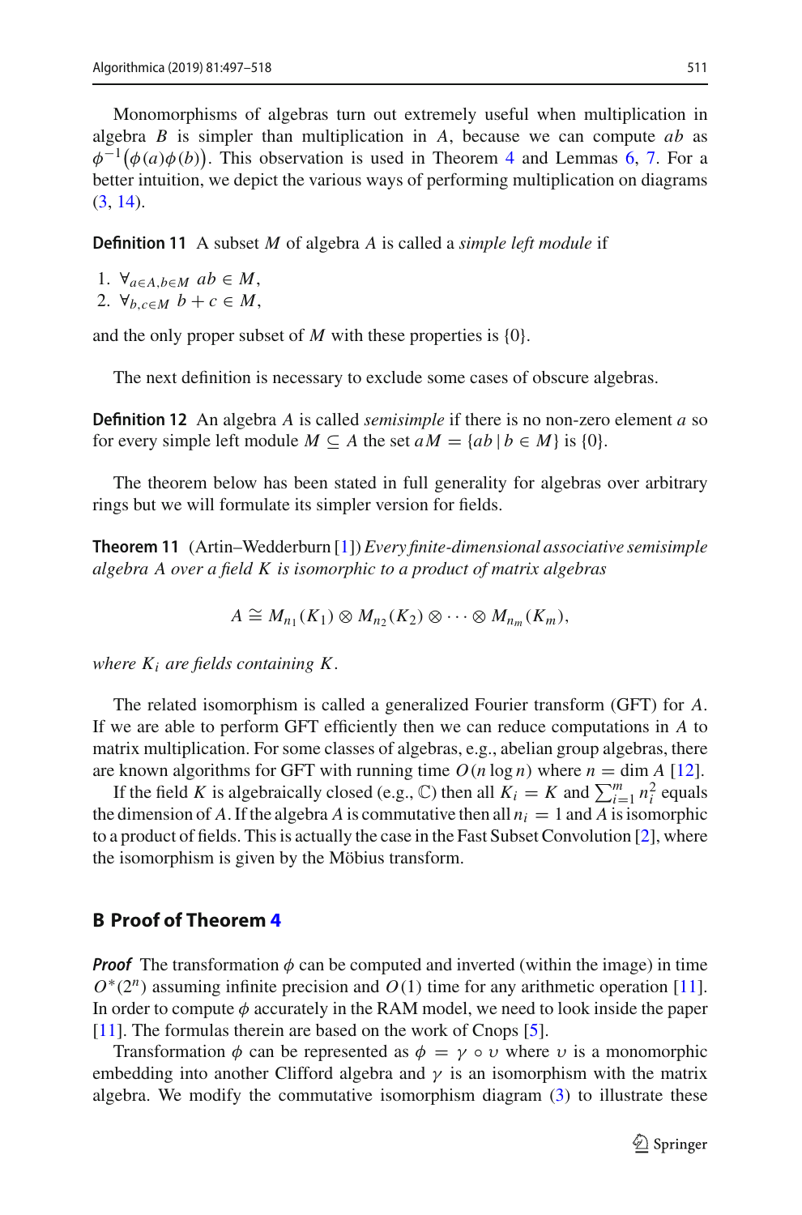Monomorphisms of algebras turn out extremely useful when multiplication in algebra $B$ is simpler than multiplication in $A$, because we can compute $ab$ as $\phi^{-1}\big(\phi(a)\phi(b)\big)$. This observation is used in Theorem 4 and Lemmas 6, 7. For a better intuition, we depict the various ways of performing multiplication on diagrams (3, 14).

**Definition 11** A subset $M$ of algebra $A$ is called a *simple left module* if

1. $\forall_{a\in A, b\in M}\ ab \in M$,
2. $\forall_{b,c\in M}\ b + c \in M$,

and the only proper subset of $M$ with these properties is $\{0\}$.

The next definition is necessary to exclude some cases of obscure algebras.

**Definition 12** An algebra $A$ is called *semisimple* if there is no non-zero element $a$ so for every simple left module $M \subseteq A$ the set $aM = \{ab \mid b \in M\}$ is $\{0\}$.

The theorem below has been stated in full generality for algebras over arbitrary rings but we will formulate its simpler version for fields.

**Theorem 11** (Artin–Wedderburn [1]) *Every finite-dimensional associative semisimple algebra $A$ over a field $K$ is isomorphic to a product of matrix algebras*

$$A \cong M_{n_1}(K_1) \otimes M_{n_2}(K_2) \otimes \cdots \otimes M_{n_m}(K_m),$$

*where $K_i$ are fields containing $K$.*

The related isomorphism is called a generalized Fourier transform (GFT) for $A$. If we are able to perform GFT efficiently then we can reduce computations in $A$ to matrix multiplication. For some classes of algebras, e.g., abelian group algebras, there are known algorithms for GFT with running time $O(n \log n)$ where $n = \dim A$ [12].

If the field $K$ is algebraically closed (e.g., $\mathbb{C}$) then all $K_i = K$ and $\sum_{i=1}^{m} n_i^2$ equals the dimension of $A$. If the algebra $A$ is commutative then all $n_i = 1$ and $A$ is isomorphic to a product of fields. This is actually the case in the Fast Subset Convolution [2], where the isomorphism is given by the Möbius transform.

## B Proof of Theorem 4

***Proof*** The transformation $\phi$ can be computed and inverted (within the image) in time $O^*(2^n)$ assuming infinite precision and $O(1)$ time for any arithmetic operation [11]. In order to compute $\phi$ accurately in the RAM model, we need to look inside the paper [11]. The formulas therein are based on the work of Cnops [5].

Transformation $\phi$ can be represented as $\phi = \gamma \circ \upsilon$ where $\upsilon$ is a monomorphic embedding into another Clifford algebra and $\gamma$ is an isomorphism with the matrix algebra. We modify the commutative isomorphism diagram (3) to illustrate these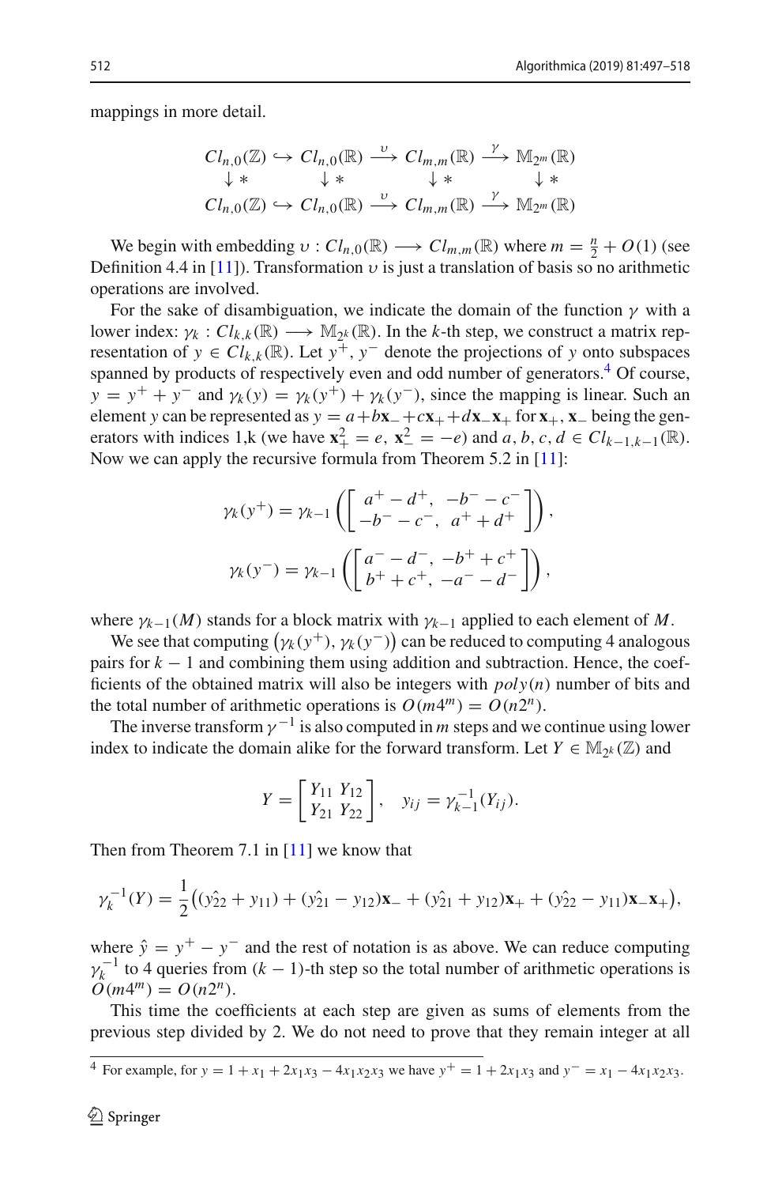mappings in more detail.

$$
\begin{array}{ccccccc}
Cl_{n,0}(\mathbb{Z}) & \hookrightarrow & Cl_{n,0}(\mathbb{R}) & \xrightarrow{\upsilon} & Cl_{m,m}(\mathbb{R}) & \xrightarrow{\gamma} & \mathbb{M}_{2^m}(\mathbb{R}) \\
\downarrow * & & \downarrow * & & \downarrow * & & \downarrow * \\
Cl_{n,0}(\mathbb{Z}) & \hookrightarrow & Cl_{n,0}(\mathbb{R}) & \xrightarrow{\upsilon} & Cl_{m,m}(\mathbb{R}) & \xrightarrow{\gamma} & \mathbb{M}_{2^m}(\mathbb{R})
\end{array}
$$

We begin with embedding $\upsilon : Cl_{n,0}(\mathbb{R}) \longrightarrow Cl_{m,m}(\mathbb{R})$ where $m = \frac{n}{2} + O(1)$ (see Definition 4.4 in [11]). Transformation $\upsilon$ is just a translation of basis so no arithmetic operations are involved.

For the sake of disambiguation, we indicate the domain of the function $\gamma$ with a lower index: $\gamma_k : Cl_{k,k}(\mathbb{R}) \longrightarrow \mathbb{M}_{2^k}(\mathbb{R})$. In the $k$-th step, we construct a matrix representation of $y \in Cl_{k,k}(\mathbb{R})$. Let $y^+$, $y^-$ denote the projections of $y$ onto subspaces spanned by products of respectively even and odd number of generators.[4] Of course, $y = y^+ + y^-$ and $\gamma_k(y) = \gamma_k(y^+) + \gamma_k(y^-)$, since the mapping is linear. Such an element $y$ can be represented as $y = a + b\mathbf{x}_- + c\mathbf{x}_+ + d\mathbf{x}_-\mathbf{x}_+$ for $\mathbf{x}_+, \mathbf{x}_-$ being the generators with indices 1,k (we have $\mathbf{x}_+^2 = e$, $\mathbf{x}_-^2 = -e$) and $a, b, c, d \in Cl_{k-1,k-1}(\mathbb{R})$. Now we can apply the recursive formula from Theorem 5.2 in [11]:

$$
\gamma_k(y^+) = \gamma_{k-1}\left(\begin{bmatrix} a^+ - d^+, & -b^- - c^- \\ -b^- - c^-, & a^+ + d^+ \end{bmatrix}\right),
$$

$$
\gamma_k(y^-) = \gamma_{k-1}\left(\begin{bmatrix} a^- - d^-, & -b^+ + c^+ \\ b^+ + c^+, & -a^- - d^- \end{bmatrix}\right),
$$

where $\gamma_{k-1}(M)$ stands for a block matrix with $\gamma_{k-1}$ applied to each element of $M$.

We see that computing $(\gamma_k(y^+), \gamma_k(y^-))$ can be reduced to computing 4 analogous pairs for $k-1$ and combining them using addition and subtraction. Hence, the coefficients of the obtained matrix will also be integers with $poly(n)$ number of bits and the total number of arithmetic operations is $O(m4^m) = O(n2^n)$.

The inverse transform $\gamma^{-1}$ is also computed in $m$ steps and we continue using lower index to indicate the domain alike for the forward transform. Let $Y \in \mathbb{M}_{2^k}(\mathbb{Z})$ and

$$
Y = \begin{bmatrix} Y_{11} & Y_{12} \\ Y_{21} & Y_{22} \end{bmatrix}, \quad y_{ij} = \gamma_{k-1}^{-1}(Y_{ij}).
$$

Then from Theorem 7.1 in [11] we know that

$$
\gamma_k^{-1}(Y) = \frac{1}{2}\big((\hat{y_{22}} + y_{11}) + (\hat{y_{21}} - y_{12})\mathbf{x}_- + (\hat{y_{21}} + y_{12})\mathbf{x}_+ + (\hat{y_{22}} - y_{11})\mathbf{x}_-\mathbf{x}_+\big),
$$

where $\hat{y} = y^+ - y^-$ and the rest of notation is as above. We can reduce computing $\gamma_k^{-1}$ to 4 queries from $(k-1)$-th step so the total number of arithmetic operations is $O(m4^m) = O(n2^n)$.

This time the coefficients at each step are given as sums of elements from the previous step divided by 2. We do not need to prove that they remain integer at all

---

[4] For example, for $y = 1 + x_1 + 2x_1x_3 - 4x_1x_2x_3$ we have $y^+ = 1 + 2x_1x_3$ and $y^- = x_1 - 4x_1x_2x_3$.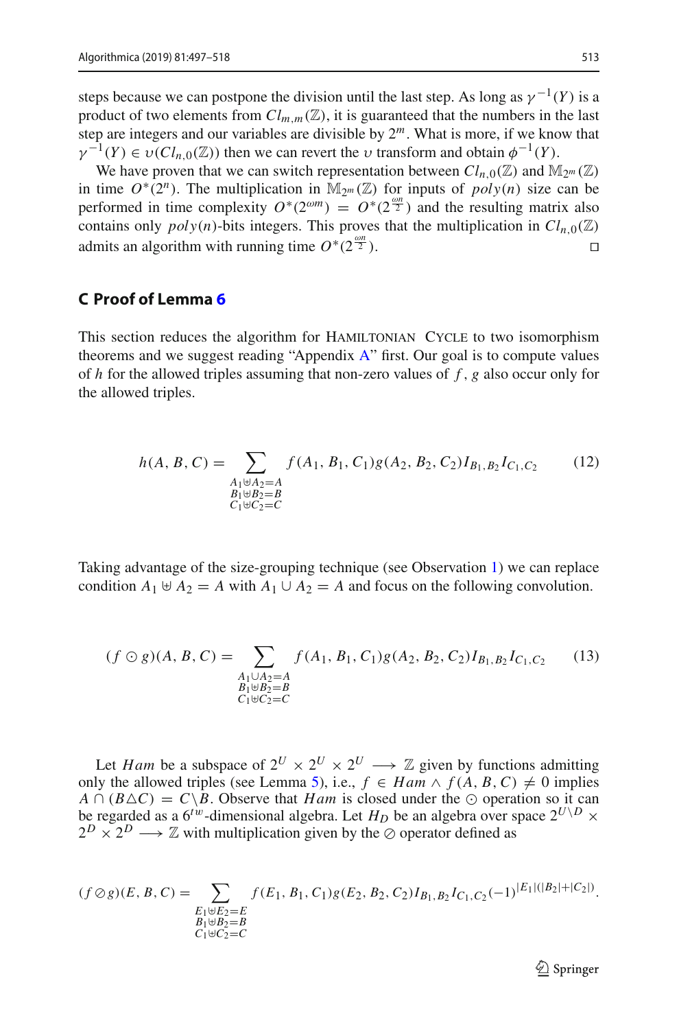steps because we can postpone the division until the last step. As long as $\gamma^{-1}(Y)$ is a product of two elements from $Cl_{m,m}(\mathbb{Z})$, it is guaranteed that the numbers in the last step are integers and our variables are divisible by $2^m$. What is more, if we know that $\gamma^{-1}(Y) \in \upsilon(Cl_{n,0}(\mathbb{Z}))$ then we can revert the $\upsilon$ transform and obtain $\phi^{-1}(Y)$.

We have proven that we can switch representation between $Cl_{n,0}(\mathbb{Z})$ and $\mathbb{M}_{2^m}(\mathbb{Z})$ in time $O^*(2^n)$. The multiplication in $\mathbb{M}_{2^m}(\mathbb{Z})$ for inputs of $poly(n)$ size can be performed in time complexity $O^*(2^{\omega m}) = O^*(2^{\frac{\omega n}{2}})$ and the resulting matrix also contains only $poly(n)$-bits integers. This proves that the multiplication in $Cl_{n,0}(\mathbb{Z})$ admits an algorithm with running time $O^*(2^{\frac{\omega n}{2}})$. $\square$

## C Proof of Lemma 6

This section reduces the algorithm for Hamiltonian Cycle to two isomorphism theorems and we suggest reading "Appendix A" first. Our goal is to compute values of $h$ for the allowed triples assuming that non-zero values of $f, g$ also occur only for the allowed triples.

$$h(A, B, C) = \sum_{\substack{A_1 \uplus A_2 = A \\ B_1 \uplus B_2 = B \\ C_1 \uplus C_2 = C}} f(A_1, B_1, C_1) g(A_2, B_2, C_2) I_{B_1, B_2} I_{C_1, C_2} \tag{12}$$

Taking advantage of the size-grouping technique (see Observation 1) we can replace condition $A_1 \uplus A_2 = A$ with $A_1 \cup A_2 = A$ and focus on the following convolution.

$$(f \odot g)(A, B, C) = \sum_{\substack{A_1 \cup A_2 = A \\ B_1 \uplus B_2 = B \\ C_1 \uplus C_2 = C}} f(A_1, B_1, C_1) g(A_2, B_2, C_2) I_{B_1, B_2} I_{C_1, C_2} \tag{13}$$

Let $Ham$ be a subspace of $2^U \times 2^U \times 2^U \longrightarrow \mathbb{Z}$ given by functions admitting only the allowed triples (see Lemma 5), i.e., $f \in Ham \wedge f(A, B, C) \neq 0$ implies $A \cap (B \triangle C) = C \backslash B$. Observe that $Ham$ is closed under the $\odot$ operation so it can be regarded as a $6^{tw}$-dimensional algebra. Let $H_D$ be an algebra over space $2^{U \backslash D} \times 2^D \times 2^D \longrightarrow \mathbb{Z}$ with multiplication given by the $\oslash$ operator defined as

$$(f \oslash g)(E, B, C) = \sum_{\substack{E_1 \uplus E_2 = E \\ B_1 \uplus B_2 = B \\ C_1 \uplus C_2 = C}} f(E_1, B_1, C_1) g(E_2, B_2, C_2) I_{B_1, B_2} I_{C_1, C_2} (-1)^{|E_1|(|B_2| + |C_2|)}.$$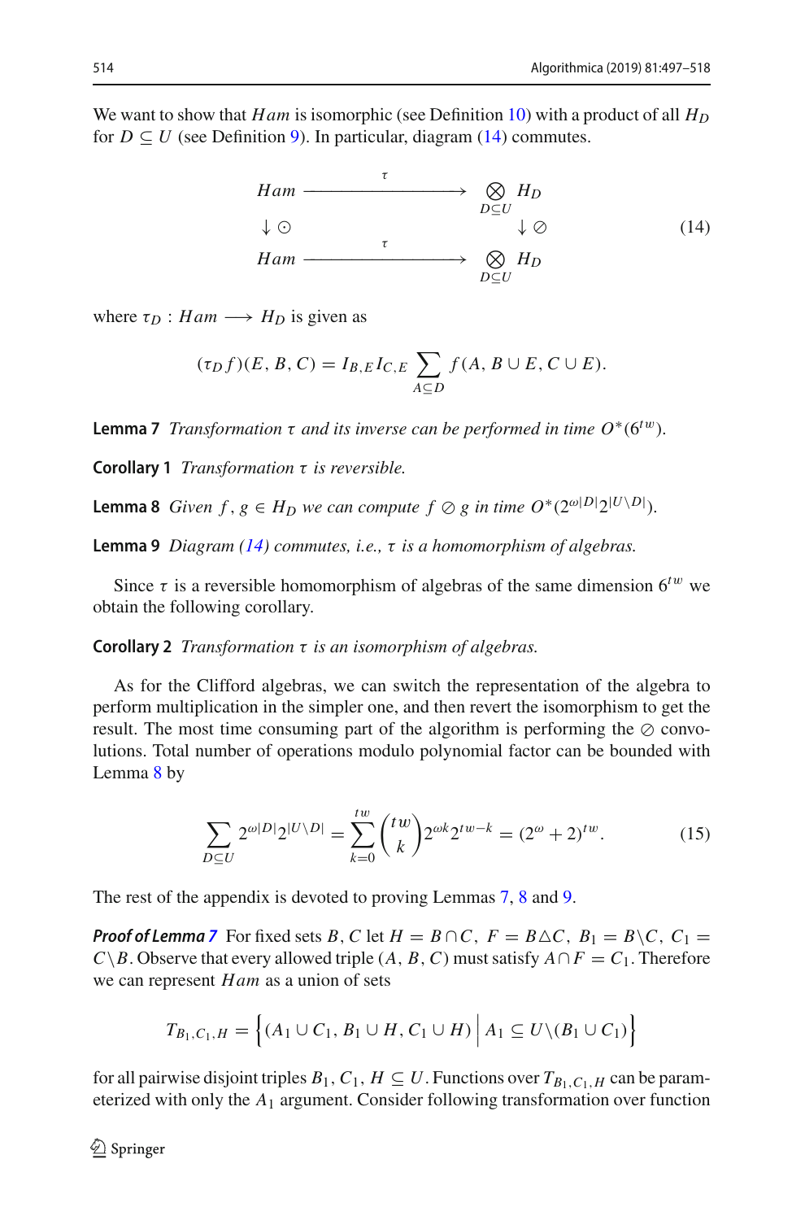We want to show that $Ham$ is isomorphic (see Definition 10) with a product of all $H_D$ for $D \subseteq U$ (see Definition 9). In particular, diagram (14) commutes.

$$
\begin{array}{ccc}
Ham & \xrightarrow{\quad\tau\quad} & \bigotimes_{D\subseteq U} H_D \\
\downarrow \odot & & \downarrow \oslash \\
Ham & \xrightarrow{\quad\tau\quad} & \bigotimes_{D\subseteq U} H_D
\end{array}
\tag{14}
$$

where $\tau_D : Ham \longrightarrow H_D$ is given as

$$
(\tau_D f)(E, B, C) = I_{B,E} I_{C,E} \sum_{A \subseteq D} f(A, B \cup E, C \cup E).
$$

**Lemma 7** *Transformation $\tau$ and its inverse can be performed in time $O^*(6^{tw})$.*

**Corollary 1** *Transformation $\tau$ is reversible.*

**Lemma 8** *Given $f, g \in H_D$ we can compute $f \oslash g$ in time $O^*(2^{\omega|D|} 2^{|U \setminus D|})$.*

**Lemma 9** *Diagram (14) commutes, i.e., $\tau$ is a homomorphism of algebras.*

Since $\tau$ is a reversible homomorphism of algebras of the same dimension $6^{tw}$ we obtain the following corollary.

**Corollary 2** *Transformation $\tau$ is an isomorphism of algebras.*

As for the Clifford algebras, we can switch the representation of the algebra to perform multiplication in the simpler one, and then revert the isomorphism to get the result. The most time consuming part of the algorithm is performing the $\oslash$ convolutions. Total number of operations modulo polynomial factor can be bounded with Lemma 8 by

$$
\sum_{D \subseteq U} 2^{\omega|D|} 2^{|U \setminus D|} = \sum_{k=0}^{tw} \binom{tw}{k} 2^{\omega k} 2^{tw-k} = (2^\omega + 2)^{tw}. \tag{15}
$$

The rest of the appendix is devoted to proving Lemmas 7, 8 and 9.

***Proof of Lemma 7*** For fixed sets $B, C$ let $H = B \cap C$, $F = B \triangle C$, $B_1 = B \setminus C$, $C_1 = C \setminus B$. Observe that every allowed triple $(A, B, C)$ must satisfy $A \cap F = C_1$. Therefore we can represent $Ham$ as a union of sets

$$
T_{B_1, C_1, H} = \left\{ (A_1 \cup C_1, B_1 \cup H, C_1 \cup H) \,\middle|\, A_1 \subseteq U \setminus (B_1 \cup C_1) \right\}
$$

for all pairwise disjoint triples $B_1, C_1, H \subseteq U$. Functions over $T_{B_1, C_1, H}$ can be parameterized with only the $A_1$ argument. Consider following transformation over function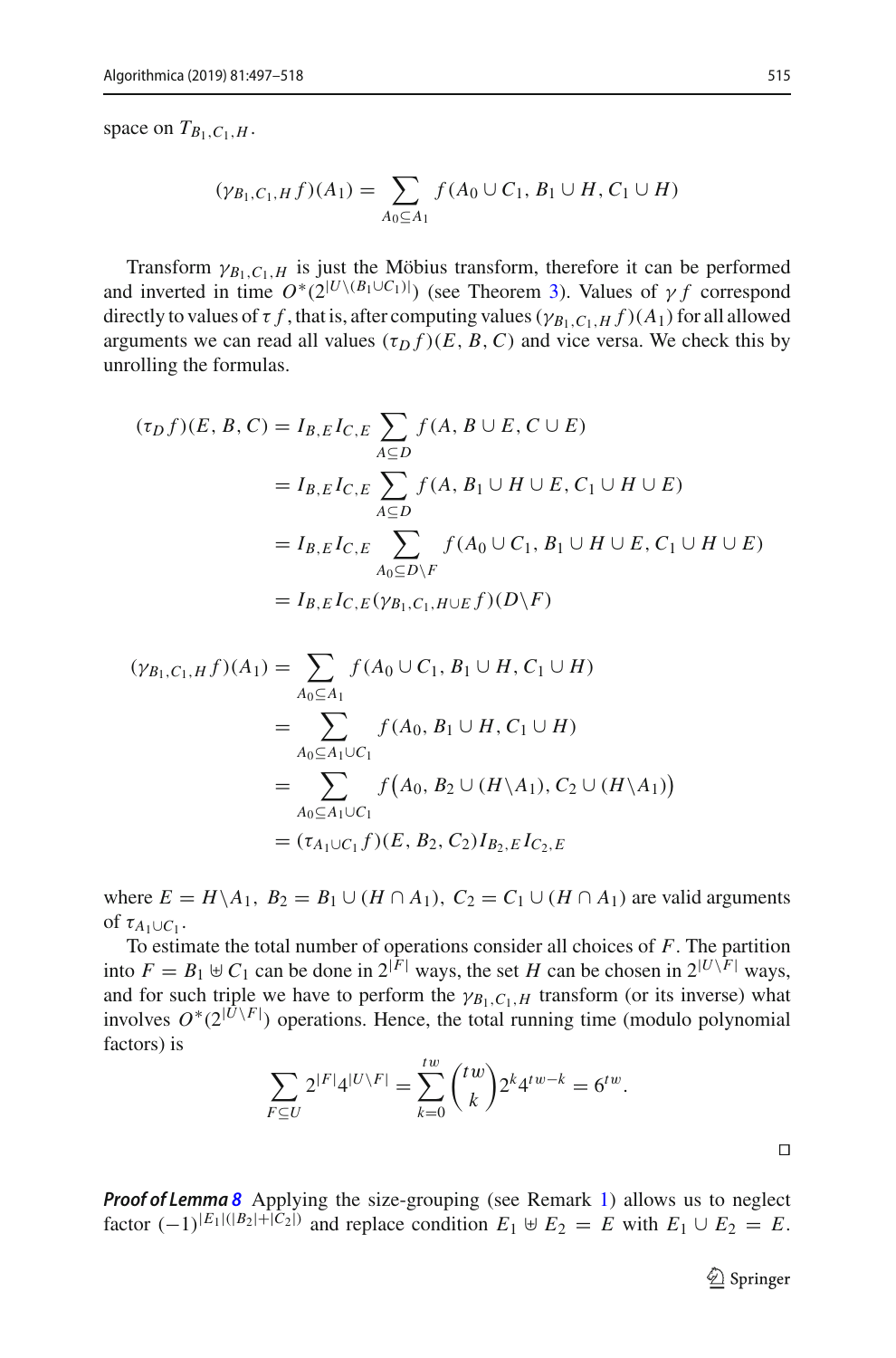space on $T_{B_1,C_1,H}$.

$$(\gamma_{B_1,C_1,H} f)(A_1) = \sum_{A_0 \subseteq A_1} f(A_0 \cup C_1, B_1 \cup H, C_1 \cup H)$$

Transform $\gamma_{B_1,C_1,H}$ is just the Möbius transform, therefore it can be performed and inverted in time $O^*(2^{|U \setminus (B_1 \cup C_1)|})$ (see Theorem 3). Values of $\gamma f$ correspond directly to values of $\tau f$, that is, after computing values $(\gamma_{B_1,C_1,H} f)(A_1)$ for all allowed arguments we can read all values $(\tau_D f)(E, B, C)$ and vice versa. We check this by unrolling the formulas.

$$\begin{aligned}
(\tau_D f)(E, B, C) &= I_{B,E} I_{C,E} \sum_{A \subseteq D} f(A, B \cup E, C \cup E) \\
&= I_{B,E} I_{C,E} \sum_{A \subseteq D} f(A, B_1 \cup H \cup E, C_1 \cup H \cup E) \\
&= I_{B,E} I_{C,E} \sum_{A_0 \subseteq D \setminus F} f(A_0 \cup C_1, B_1 \cup H \cup E, C_1 \cup H \cup E) \\
&= I_{B,E} I_{C,E} (\gamma_{B_1,C_1,H \cup E} f)(D \setminus F)
\end{aligned}$$

$$\begin{aligned}
(\gamma_{B_1,C_1,H} f)(A_1) &= \sum_{A_0 \subseteq A_1} f(A_0 \cup C_1, B_1 \cup H, C_1 \cup H) \\
&= \sum_{A_0 \subseteq A_1 \cup C_1} f(A_0, B_1 \cup H, C_1 \cup H) \\
&= \sum_{A_0 \subseteq A_1 \cup C_1} f\big(A_0, B_2 \cup (H \setminus A_1), C_2 \cup (H \setminus A_1)\big) \\
&= (\tau_{A_1 \cup C_1} f)(E, B_2, C_2) I_{B_2,E} I_{C_2,E}
\end{aligned}$$

where $E = H \setminus A_1$, $B_2 = B_1 \cup (H \cap A_1)$, $C_2 = C_1 \cup (H \cap A_1)$ are valid arguments of $\tau_{A_1 \cup C_1}$.

To estimate the total number of operations consider all choices of $F$. The partition into $F = B_1 \uplus C_1$ can be done in $2^{|F|}$ ways, the set $H$ can be chosen in $2^{|U \setminus F|}$ ways, and for such triple we have to perform the $\gamma_{B_1,C_1,H}$ transform (or its inverse) what involves $O^*(2^{|U \setminus F|})$ operations. Hence, the total running time (modulo polynomial factors) is

$$\sum_{F \subseteq U} 2^{|F|} 4^{|U \setminus F|} = \sum_{k=0}^{tw} \binom{tw}{k} 2^k 4^{tw-k} = 6^{tw}.$$

$\square$

***Proof of Lemma 8*** Applying the size-grouping (see Remark 1) allows us to neglect factor $(-1)^{|E_1|(|B_2|+|C_2|)}$ and replace condition $E_1 \uplus E_2 = E$ with $E_1 \cup E_2 = E$.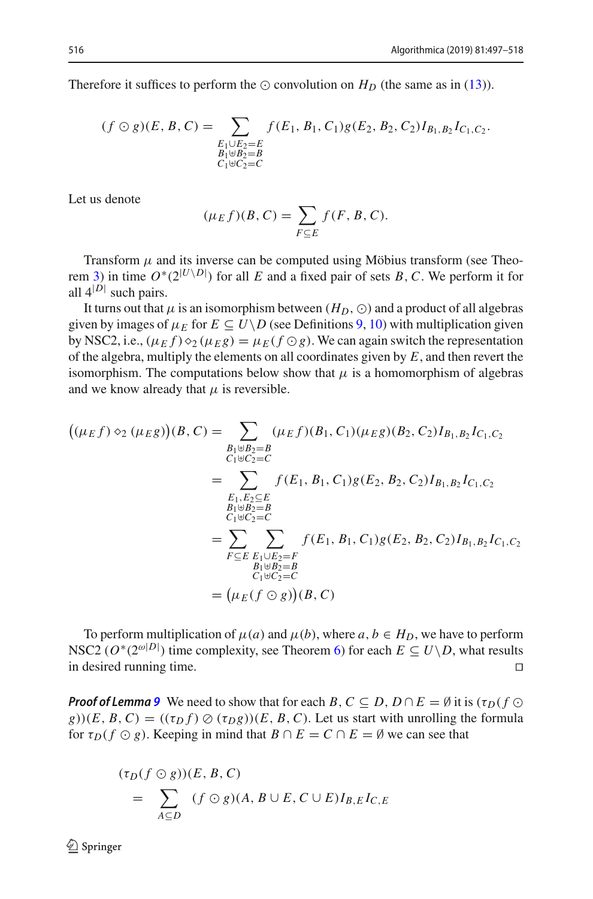Therefore it suffices to perform the $\odot$ convolution on $H_D$ (the same as in (13)).

$$(f \odot g)(E, B, C) = \sum_{\substack{E_1 \cup E_2 = E \\ B_1 \uplus B_2 = B \\ C_1 \uplus C_2 = C}} f(E_1, B_1, C_1) g(E_2, B_2, C_2) I_{B_1, B_2} I_{C_1, C_2}.$$

Let us denote

$$(\mu_E f)(B, C) = \sum_{F \subseteq E} f(F, B, C).$$

Transform $\mu$ and its inverse can be computed using Möbius transform (see Theorem 3) in time $O^*(2^{|U \setminus D|})$ for all $E$ and a fixed pair of sets $B, C$. We perform it for all $4^{|D|}$ such pairs.

It turns out that $\mu$ is an isomorphism between $(H_D, \odot)$ and a product of all algebras given by images of $\mu_E$ for $E \subseteq U \setminus D$ (see Definitions 9, 10) with multiplication given by NSC2, i.e., $(\mu_E f) \diamond_2 (\mu_E g) = \mu_E(f \odot g)$. We can again switch the representation of the algebra, multiply the elements on all coordinates given by $E$, and then revert the isomorphism. The computations below show that $\mu$ is a homomorphism of algebras and we know already that $\mu$ is reversible.

$$\begin{aligned}
\big((\mu_E f) \diamond_2 (\mu_E g)\big)(B, C) &= \sum_{\substack{B_1 \uplus B_2 = B \\ C_1 \uplus C_2 = C}} (\mu_E f)(B_1, C_1)(\mu_E g)(B_2, C_2) I_{B_1, B_2} I_{C_1, C_2} \\
&= \sum_{\substack{E_1, E_2 \subseteq E \\ B_1 \uplus B_2 = B \\ C_1 \uplus C_2 = C}} f(E_1, B_1, C_1) g(E_2, B_2, C_2) I_{B_1, B_2} I_{C_1, C_2} \\
&= \sum_{F \subseteq E} \sum_{\substack{E_1 \cup E_2 = F \\ B_1 \uplus B_2 = B \\ C_1 \uplus C_2 = C}} f(E_1, B_1, C_1) g(E_2, B_2, C_2) I_{B_1, B_2} I_{C_1, C_2} \\
&= \big(\mu_E(f \odot g)\big)(B, C)
\end{aligned}$$

To perform multiplication of $\mu(a)$ and $\mu(b)$, where $a, b \in H_D$, we have to perform NSC2 ($O^*(2^{\omega|D|})$ time complexity, see Theorem 6) for each $E \subseteq U \setminus D$, what results in desired running time. ◻

***Proof of Lemma 9*** We need to show that for each $B, C \subseteq D$, $D \cap E = \emptyset$ it is $(\tau_D(f \odot g))(E, B, C) = ((\tau_D f) \oslash (\tau_D g))(E, B, C)$. Let us start with unrolling the formula for $\tau_D(f \odot g)$. Keeping in mind that $B \cap E = C \cap E = \emptyset$ we can see that

$$\begin{aligned}
&(\tau_D(f \odot g))(E, B, C) \\
&\quad = \sum_{A \subseteq D} (f \odot g)(A, B \cup E, C \cup E) I_{B,E} I_{C,E}
\end{aligned}$$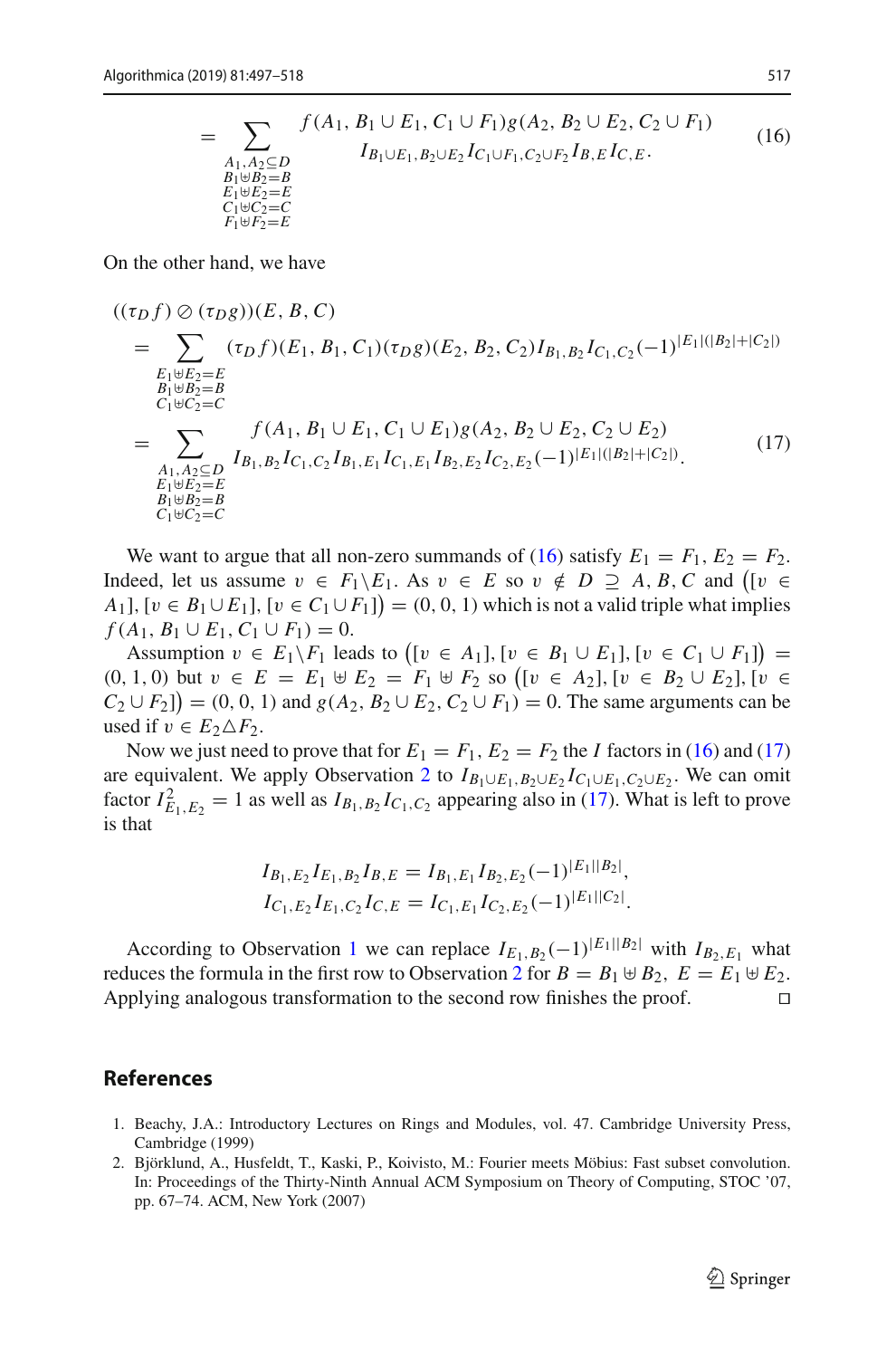$$= \sum_{\substack{A_1, A_2 \subseteq D \\ B_1 \uplus B_2 = B \\ E_1 \uplus E_2 = E \\ C_1 \uplus C_2 = C \\ F_1 \uplus F_2 = E}} \begin{array}{c} f(A_1, B_1 \cup E_1, C_1 \cup F_1) g(A_2, B_2 \cup E_2, C_2 \cup F_1) \\ I_{B_1 \cup E_1, B_2 \cup E_2} I_{C_1 \cup F_1, C_2 \cup F_2} I_{B,E} I_{C,E}. \end{array} \tag{16}$$

On the other hand, we have

$$\begin{aligned}
&((\tau_D f) \oslash (\tau_D g))(E, B, C) \\
&= \sum_{\substack{E_1 \uplus E_2 = E \\ B_1 \uplus B_2 = B \\ C_1 \uplus C_2 = C}} (\tau_D f)(E_1, B_1, C_1)(\tau_D g)(E_2, B_2, C_2) I_{B_1, B_2} I_{C_1, C_2} (-1)^{|E_1|(|B_2|+|C_2|)} \\
&= \sum_{\substack{A_1, A_2 \subseteq D \\ E_1 \uplus E_2 = E \\ B_1 \uplus B_2 = B \\ C_1 \uplus C_2 = C}} \begin{array}{c} f(A_1, B_1 \cup E_1, C_1 \cup E_1) g(A_2, B_2 \cup E_2, C_2 \cup E_2) \\ I_{B_1, B_2} I_{C_1, C_2} I_{B_1, E_1} I_{C_1, E_1} I_{B_2, E_2} I_{C_2, E_2} (-1)^{|E_1|(|B_2|+|C_2|)}. \end{array}
\end{aligned} \tag{17}$$

We want to argue that all non-zero summands of (16) satisfy $E_1 = F_1, E_2 = F_2$. Indeed, let us assume $v \in F_1 \backslash E_1$. As $v \in E$ so $v \notin D \supseteq A, B, C$ and $\big([v \in A_1], [v \in B_1 \cup E_1], [v \in C_1 \cup F_1]\big) = (0, 0, 1)$ which is not a valid triple what implies $f(A_1, B_1 \cup E_1, C_1 \cup F_1) = 0$.

Assumption $v \in E_1 \backslash F_1$ leads to $\big([v \in A_1], [v \in B_1 \cup E_1], [v \in C_1 \cup F_1]\big) = (0, 1, 0)$ but $v \in E = E_1 \uplus E_2 = F_1 \uplus F_2$ so $\big([v \in A_2], [v \in B_2 \cup E_2], [v \in C_2 \cup F_2]\big) = (0, 0, 1)$ and $g(A_2, B_2 \cup E_2, C_2 \cup F_1) = 0$. The same arguments can be used if $v \in E_2 \triangle F_2$.

Now we just need to prove that for $E_1 = F_1, E_2 = F_2$ the $I$ factors in (16) and (17) are equivalent. We apply Observation 2 to $I_{B_1 \cup E_1, B_2 \cup E_2} I_{C_1 \cup E_1, C_2 \cup E_2}$. We can omit factor $I^2_{E_1, E_2} = 1$ as well as $I_{B_1, B_2} I_{C_1, C_2}$ appearing also in (17). What is left to prove is that

$$\begin{aligned}
I_{B_1, E_2} I_{E_1, B_2} I_{B, E} &= I_{B_1, E_1} I_{B_2, E_2} (-1)^{|E_1||B_2|}, \\
I_{C_1, E_2} I_{E_1, C_2} I_{C, E} &= I_{C_1, E_1} I_{C_2, E_2} (-1)^{|E_1||C_2|}.
\end{aligned}$$

According to Observation 1 we can replace $I_{E_1, B_2}(-1)^{|E_1||B_2|}$ with $I_{B_2, E_1}$ what reduces the formula in the first row to Observation 2 for $B = B_1 \uplus B_2$, $E = E_1 \uplus E_2$. Applying analogous transformation to the second row finishes the proof. $\square$

## References

1. Beachy, J.A.: Introductory Lectures on Rings and Modules, vol. 47. Cambridge University Press, Cambridge (1999)
2. Björklund, A., Husfeldt, T., Kaski, P., Koivisto, M.: Fourier meets Möbius: Fast subset convolution. In: Proceedings of the Thirty-Ninth Annual ACM Symposium on Theory of Computing, STOC '07, pp. 67–74. ACM, New York (2007)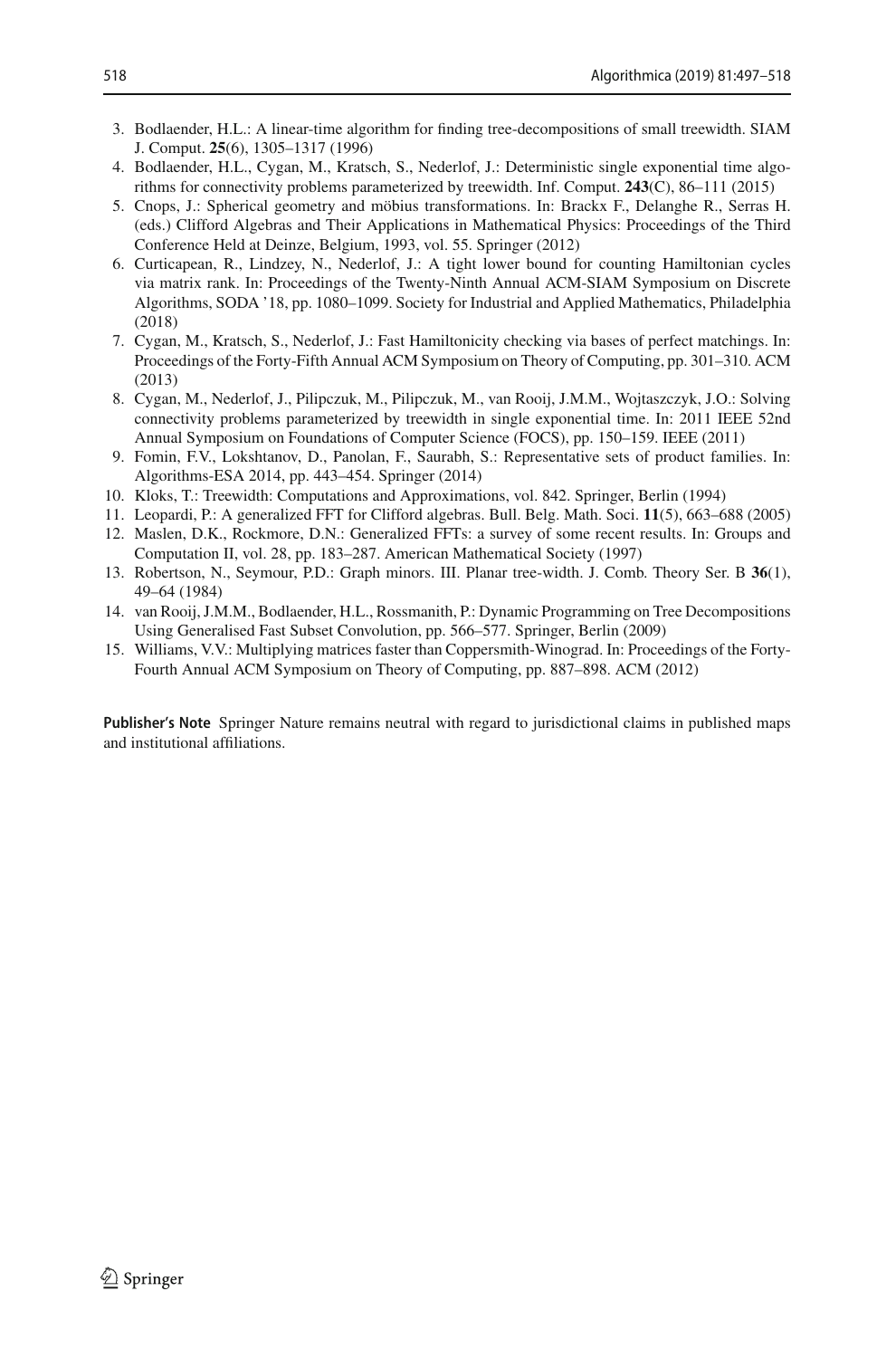3. Bodlaender, H.L.: A linear-time algorithm for finding tree-decompositions of small treewidth. SIAM J. Comput. **25**(6), 1305–1317 (1996)
4. Bodlaender, H.L., Cygan, M., Kratsch, S., Nederlof, J.: Deterministic single exponential time algorithms for connectivity problems parameterized by treewidth. Inf. Comput. **243**(C), 86–111 (2015)
5. Cnops, J.: Spherical geometry and möbius transformations. In: Brackx F., Delanghe R., Serras H. (eds.) Clifford Algebras and Their Applications in Mathematical Physics: Proceedings of the Third Conference Held at Deinze, Belgium, 1993, vol. 55. Springer (2012)
6. Curticapean, R., Lindzey, N., Nederlof, J.: A tight lower bound for counting Hamiltonian cycles via matrix rank. In: Proceedings of the Twenty-Ninth Annual ACM-SIAM Symposium on Discrete Algorithms, SODA '18, pp. 1080–1099. Society for Industrial and Applied Mathematics, Philadelphia (2018)
7. Cygan, M., Kratsch, S., Nederlof, J.: Fast Hamiltonicity checking via bases of perfect matchings. In: Proceedings of the Forty-Fifth Annual ACM Symposium on Theory of Computing, pp. 301–310. ACM (2013)
8. Cygan, M., Nederlof, J., Pilipczuk, M., Pilipczuk, M., van Rooij, J.M.M., Wojtaszczyk, J.O.: Solving connectivity problems parameterized by treewidth in single exponential time. In: 2011 IEEE 52nd Annual Symposium on Foundations of Computer Science (FOCS), pp. 150–159. IEEE (2011)
9. Fomin, F.V., Lokshtanov, D., Panolan, F., Saurabh, S.: Representative sets of product families. In: Algorithms-ESA 2014, pp. 443–454. Springer (2014)
10. Kloks, T.: Treewidth: Computations and Approximations, vol. 842. Springer, Berlin (1994)
11. Leopardi, P.: A generalized FFT for Clifford algebras. Bull. Belg. Math. Soci. **11**(5), 663–688 (2005)
12. Maslen, D.K., Rockmore, D.N.: Generalized FFTs: a survey of some recent results. In: Groups and Computation II, vol. 28, pp. 183–287. American Mathematical Society (1997)
13. Robertson, N., Seymour, P.D.: Graph minors. III. Planar tree-width. J. Comb. Theory Ser. B **36**(1), 49–64 (1984)
14. van Rooij, J.M.M., Bodlaender, H.L., Rossmanith, P.: Dynamic Programming on Tree Decompositions Using Generalised Fast Subset Convolution, pp. 566–577. Springer, Berlin (2009)
15. Williams, V.V.: Multiplying matrices faster than Coppersmith-Winograd. In: Proceedings of the Forty-Fourth Annual ACM Symposium on Theory of Computing, pp. 887–898. ACM (2012)

**Publisher's Note** Springer Nature remains neutral with regard to jurisdictional claims in published maps and institutional affiliations.